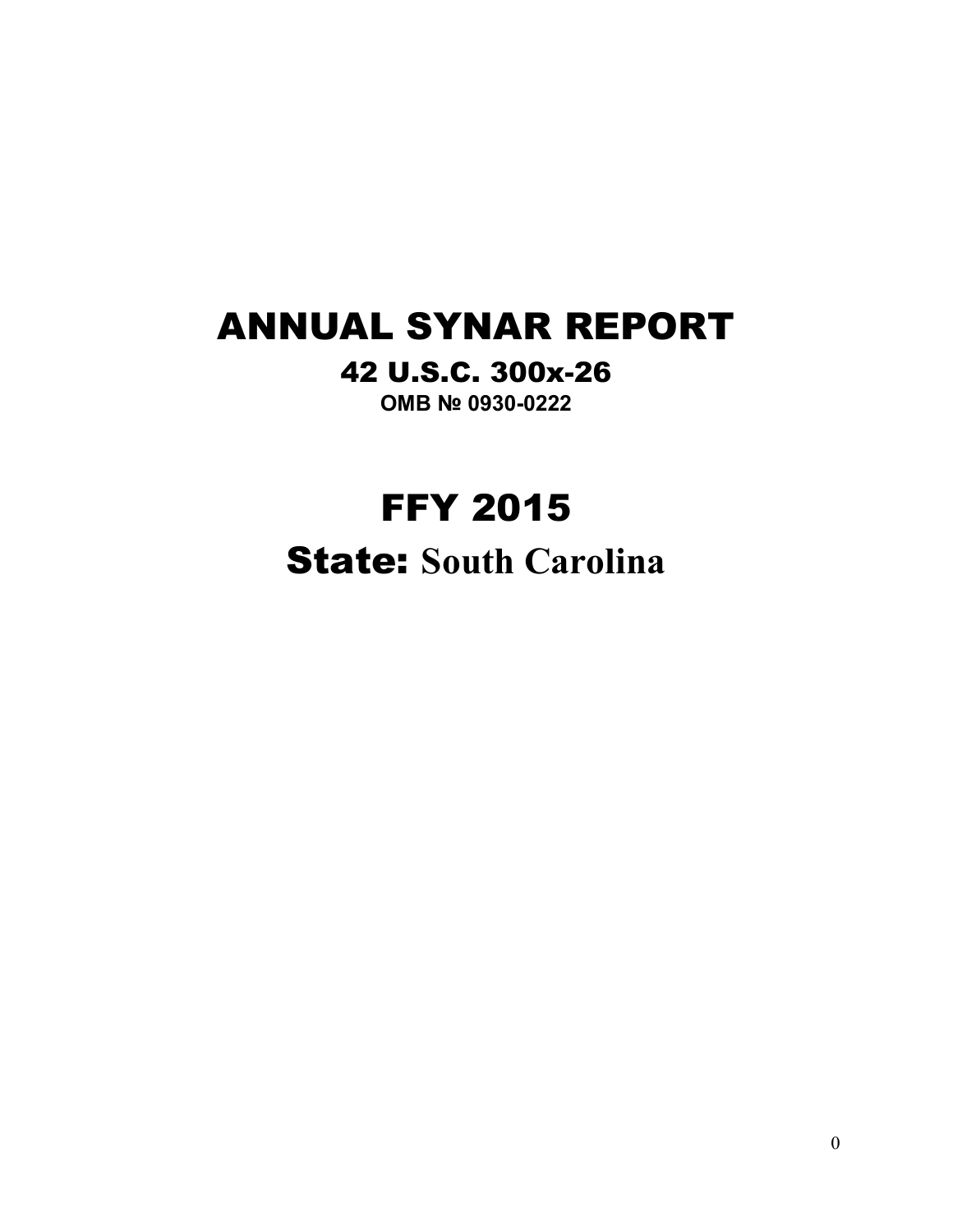# ANNUAL SYNAR REPORT

## 42 U.S.C. 300x-26

**OMB № 0930-0222**

# FFY 2015

## State: South Carolina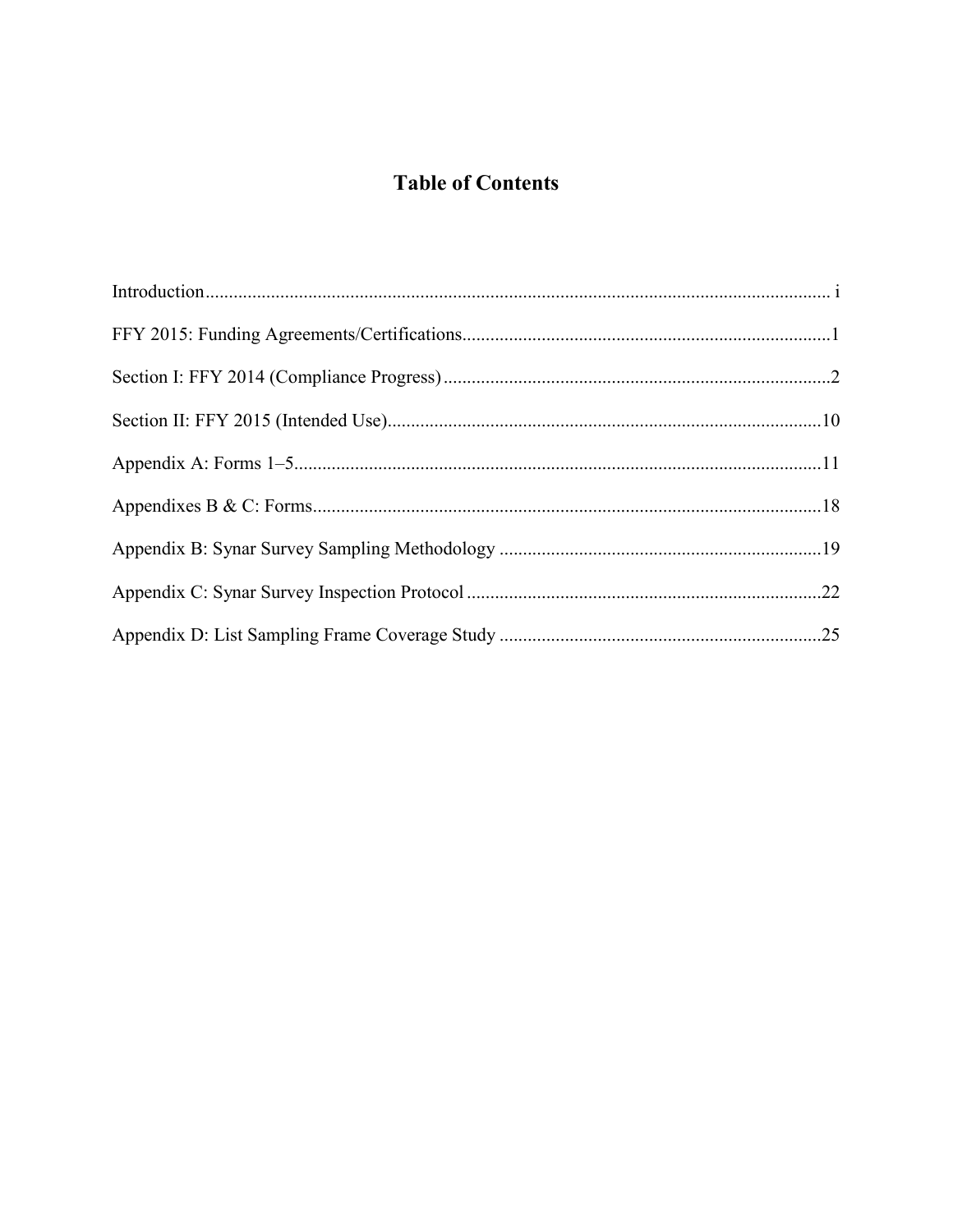# Table of Contents

Introduction........................................................................................................................ i

FFY 2015: Funding Agreements/Certifications..............................................................................1

Section I: FFY 2014 (Compliance Progress)..................................................................................2

Section II: FFY 2015 (Intended Use)............................................................................................10

Appendix A: Forms 1–5................................................................................................................11

Appendixes B & C: Forms............................................................................................................18

Appendix B: Synar Survey Sampling Methodology....................................................................19

Appendix C: Synar Survey Inspection Protocol...........................................................................22

Appendix D: List Sampling Frame Coverage Study....................................................................25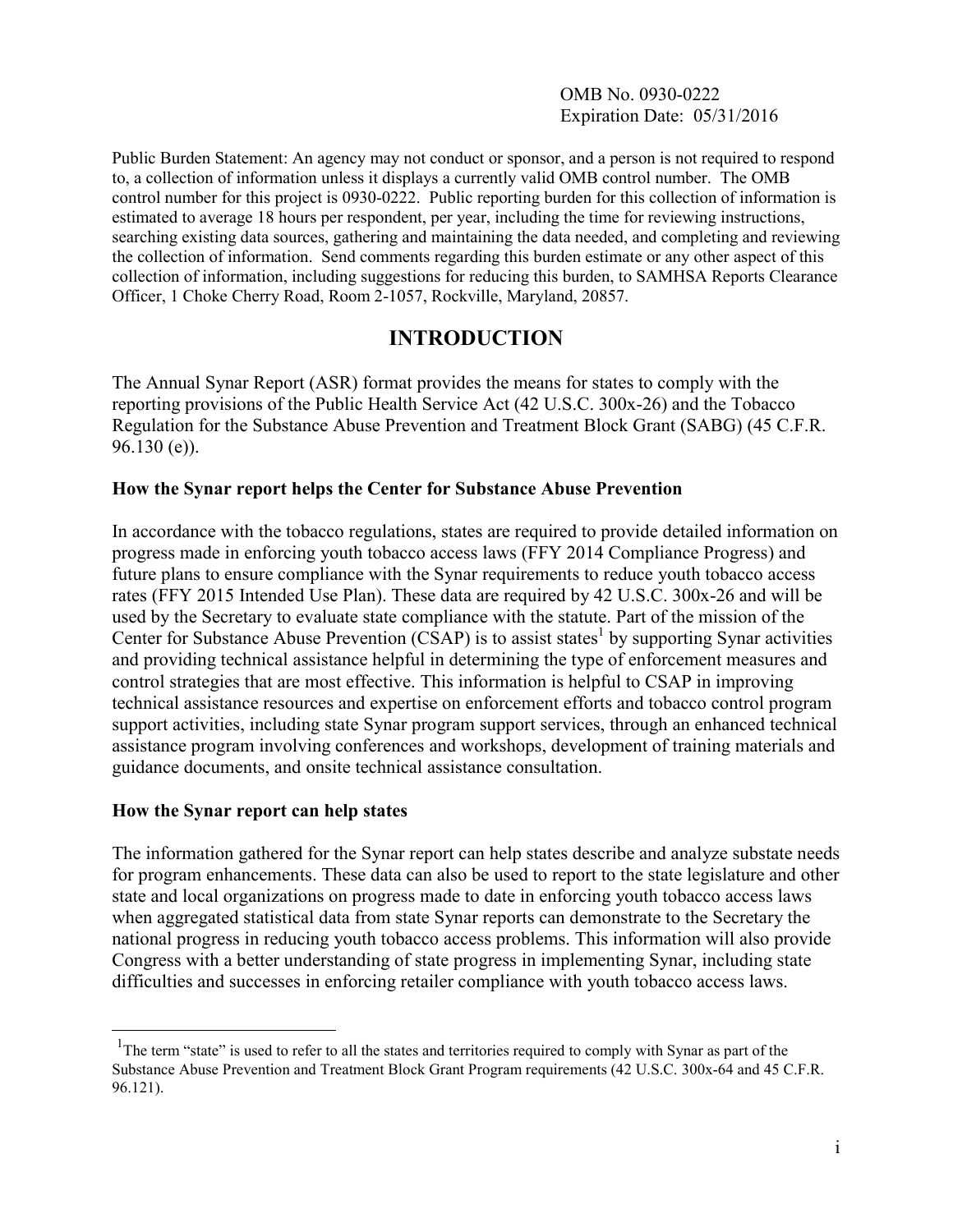OMB No. 0930-0222
Expiration Date: 05/31/2016

Public Burden Statement: An agency may not conduct or sponsor, and a person is not required to respond to, a collection of information unless it displays a currently valid OMB control number. The OMB control number for this project is 0930-0222. Public reporting burden for this collection of information is estimated to average 18 hours per respondent, per year, including the time for reviewing instructions, searching existing data sources, gathering and maintaining the data needed, and completing and reviewing the collection of information. Send comments regarding this burden estimate or any other aspect of this collection of information, including suggestions for reducing this burden, to SAMHSA Reports Clearance Officer, 1 Choke Cherry Road, Room 2-1057, Rockville, Maryland, 20857.

# INTRODUCTION

The Annual Synar Report (ASR) format provides the means for states to comply with the reporting provisions of the Public Health Service Act (42 U.S.C. 300x-26) and the Tobacco Regulation for the Substance Abuse Prevention and Treatment Block Grant (SABG) (45 C.F.R. 96.130 (e)).

**How the Synar report helps the Center for Substance Abuse Prevention**

In accordance with the tobacco regulations, states are required to provide detailed information on progress made in enforcing youth tobacco access laws (FFY 2014 Compliance Progress) and future plans to ensure compliance with the Synar requirements to reduce youth tobacco access rates (FFY 2015 Intended Use Plan). These data are required by 42 U.S.C. 300x-26 and will be used by the Secretary to evaluate state compliance with the statute. Part of the mission of the Center for Substance Abuse Prevention (CSAP) is to assist states[1] by supporting Synar activities and providing technical assistance helpful in determining the type of enforcement measures and control strategies that are most effective. This information is helpful to CSAP in improving technical assistance resources and expertise on enforcement efforts and tobacco control program support activities, including state Synar program support services, through an enhanced technical assistance program involving conferences and workshops, development of training materials and guidance documents, and onsite technical assistance consultation.

**How the Synar report can help states**

The information gathered for the Synar report can help states describe and analyze substate needs for program enhancements. These data can also be used to report to the state legislature and other state and local organizations on progress made to date in enforcing youth tobacco access laws when aggregated statistical data from state Synar reports can demonstrate to the Secretary the national progress in reducing youth tobacco access problems. This information will also provide Congress with a better understanding of state progress in implementing Synar, including state difficulties and successes in enforcing retailer compliance with youth tobacco access laws.

[1] The term "state" is used to refer to all the states and territories required to comply with Synar as part of the Substance Abuse Prevention and Treatment Block Grant Program requirements (42 U.S.C. 300x-64 and 45 C.F.R. 96.121).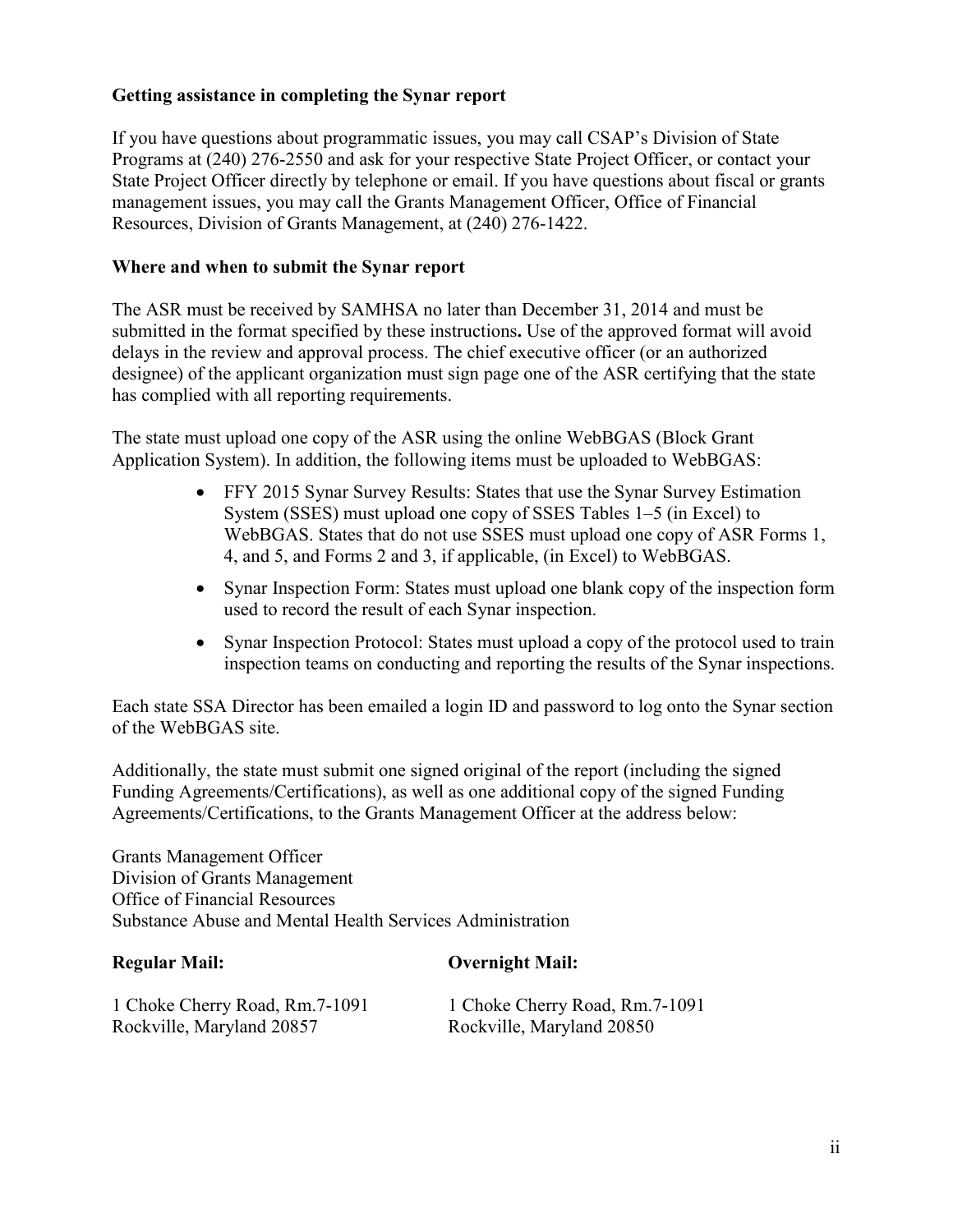**Getting assistance in completing the Synar report**

If you have questions about programmatic issues, you may call CSAP's Division of State Programs at (240) 276-2550 and ask for your respective State Project Officer, or contact your State Project Officer directly by telephone or email. If you have questions about fiscal or grants management issues, you may call the Grants Management Officer, Office of Financial Resources, Division of Grants Management, at (240) 276-1422.

**Where and when to submit the Synar report**

The ASR must be received by SAMHSA no later than December 31, 2014 and must be submitted in the format specified by these instructions**.** Use of the approved format will avoid delays in the review and approval process. The chief executive officer (or an authorized designee) of the applicant organization must sign page one of the ASR certifying that the state has complied with all reporting requirements.

The state must upload one copy of the ASR using the online WebBGAS (Block Grant Application System). In addition, the following items must be uploaded to WebBGAS:

- FFY 2015 Synar Survey Results: States that use the Synar Survey Estimation System (SSES) must upload one copy of SSES Tables 1–5 (in Excel) to WebBGAS. States that do not use SSES must upload one copy of ASR Forms 1, 4, and 5, and Forms 2 and 3, if applicable, (in Excel) to WebBGAS.
- Synar Inspection Form: States must upload one blank copy of the inspection form used to record the result of each Synar inspection.
- Synar Inspection Protocol: States must upload a copy of the protocol used to train inspection teams on conducting and reporting the results of the Synar inspections.

Each state SSA Director has been emailed a login ID and password to log onto the Synar section of the WebBGAS site.

Additionally, the state must submit one signed original of the report (including the signed Funding Agreements/Certifications), as well as one additional copy of the signed Funding Agreements/Certifications, to the Grants Management Officer at the address below:

Grants Management Officer
Division of Grants Management
Office of Financial Resources
Substance Abuse and Mental Health Services Administration

**Regular Mail:**

1 Choke Cherry Road, Rm.7-1091
Rockville, Maryland 20857

**Overnight Mail:**

1 Choke Cherry Road, Rm.7-1091
Rockville, Maryland 20850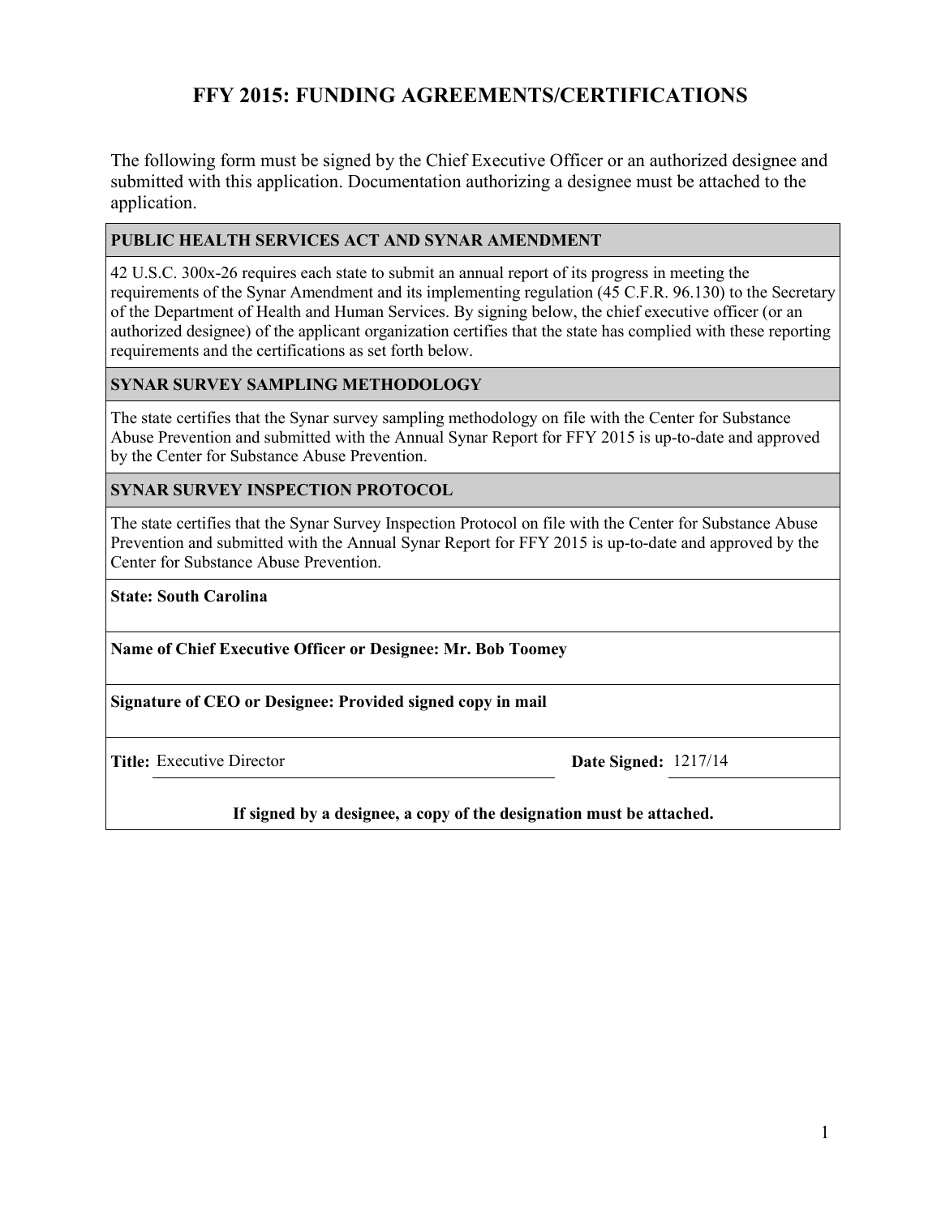# FFY 2015: FUNDING AGREEMENTS/CERTIFICATIONS

The following form must be signed by the Chief Executive Officer or an authorized designee and submitted with this application. Documentation authorizing a designee must be attached to the application.

**PUBLIC HEALTH SERVICES ACT AND SYNAR AMENDMENT**

42 U.S.C. 300x-26 requires each state to submit an annual report of its progress in meeting the requirements of the Synar Amendment and its implementing regulation (45 C.F.R. 96.130) to the Secretary of the Department of Health and Human Services. By signing below, the chief executive officer (or an authorized designee) of the applicant organization certifies that the state has complied with these reporting requirements and the certifications as set forth below.

**SYNAR SURVEY SAMPLING METHODOLOGY**

The state certifies that the Synar survey sampling methodology on file with the Center for Substance Abuse Prevention and submitted with the Annual Synar Report for FFY 2015 is up-to-date and approved by the Center for Substance Abuse Prevention.

**SYNAR SURVEY INSPECTION PROTOCOL**

The state certifies that the Synar Survey Inspection Protocol on file with the Center for Substance Abuse Prevention and submitted with the Annual Synar Report for FFY 2015 is up-to-date and approved by the Center for Substance Abuse Prevention.

**State: South Carolina**

**Name of Chief Executive Officer or Designee: Mr. Bob Toomey**

**Signature of CEO or Designee: Provided signed copy in mail**

**Title:** Executive Director **Date Signed:** 1217/14

**If signed by a designee, a copy of the designation must be attached.**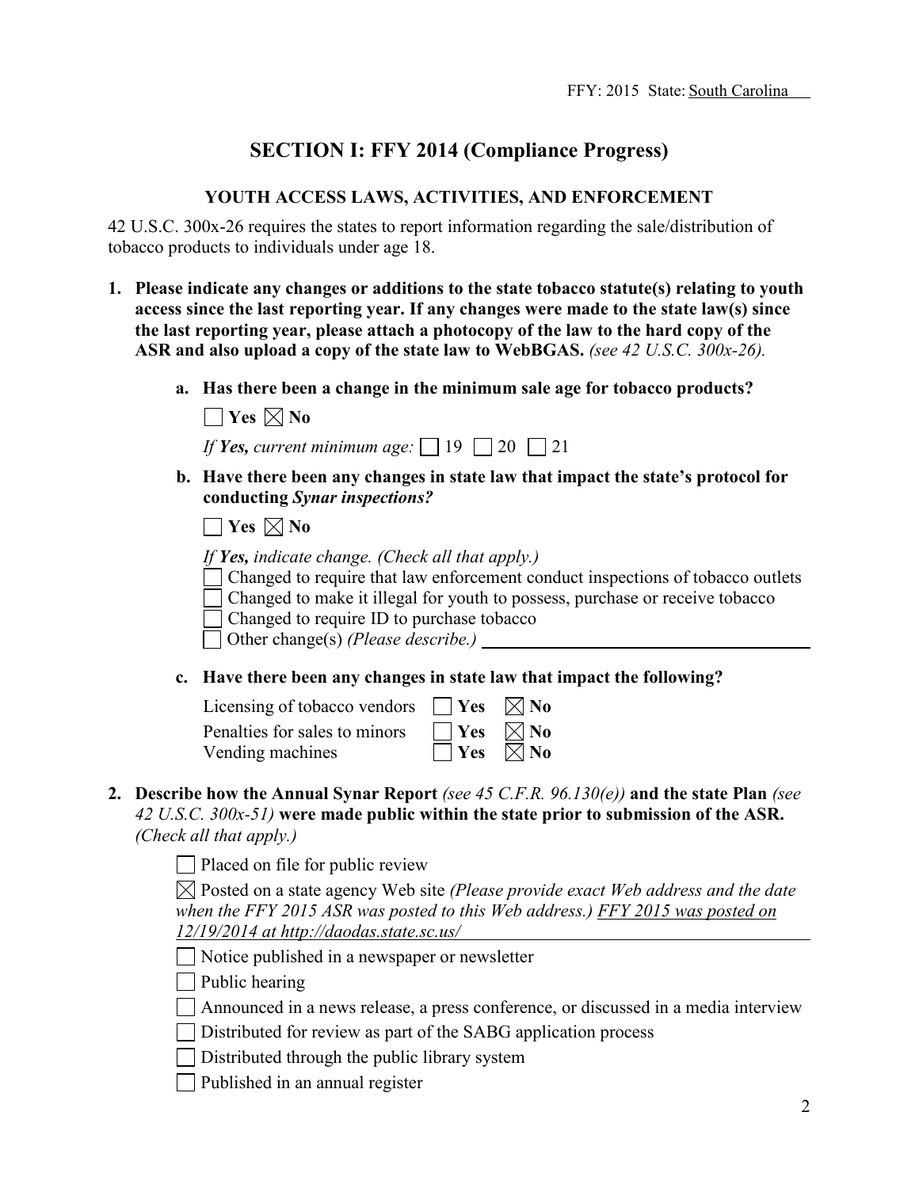FFY: 2015 State: South Carolina

# SECTION I: FFY 2014 (Compliance Progress)

## YOUTH ACCESS LAWS, ACTIVITIES, AND ENFORCEMENT

42 U.S.C. 300x-26 requires the states to report information regarding the sale/distribution of tobacco products to individuals under age 18.

1. **Please indicate any changes or additions to the state tobacco statute(s) relating to youth access since the last reporting year. If any changes were made to the state law(s) since the last reporting year, please attach a photocopy of the law to the hard copy of the ASR and also upload a copy of the state law to WebBGAS.** *(see 42 U.S.C. 300x-26).*

   a. **Has there been a change in the minimum sale age for tobacco products?**

   ☐ **Yes** ☒ **No**

   *If **Yes**, current minimum age:* ☐ 19 ☐ 20 ☐ 21

   b. **Have there been any changes in state law that impact the state's protocol for conducting *Synar inspections?***

   ☐ **Yes** ☒ **No**

   *If **Yes**, indicate change. (Check all that apply.)*

   ☐ Changed to require that law enforcement conduct inspections of tobacco outlets
   ☐ Changed to make it illegal for youth to possess, purchase or receive tobacco
   ☐ Changed to require ID to purchase tobacco
   ☐ Other change(s) *(Please describe.)* \_\_\_\_\_\_\_\_\_\_

   c. **Have there been any changes in state law that impact the following?**

   | | | |
   |---|---|---|
   | Licensing of tobacco vendors | ☐ **Yes** | ☒ **No** |
   | Penalties for sales to minors | ☐ **Yes** | ☒ **No** |
   | Vending machines | ☐ **Yes** | ☒ **No** |

2. **Describe how the Annual Synar Report** *(see 45 C.F.R. 96.130(e))* **and the state Plan** *(see 42 U.S.C. 300x-51)* **were made public within the state prior to submission of the ASR.** *(Check all that apply.)*

   ☐ Placed on file for public review

   ☒ Posted on a state agency Web site *(Please provide exact Web address and the date when the FFY 2015 ASR was posted to this Web address.)* FFY 2015 was posted on 12/19/2014 at http://daodas.state.sc.us/

   ☐ Notice published in a newspaper or newsletter

   ☐ Public hearing

   ☐ Announced in a news release, a press conference, or discussed in a media interview

   ☐ Distributed for review as part of the SABG application process

   ☐ Distributed through the public library system

   ☐ Published in an annual register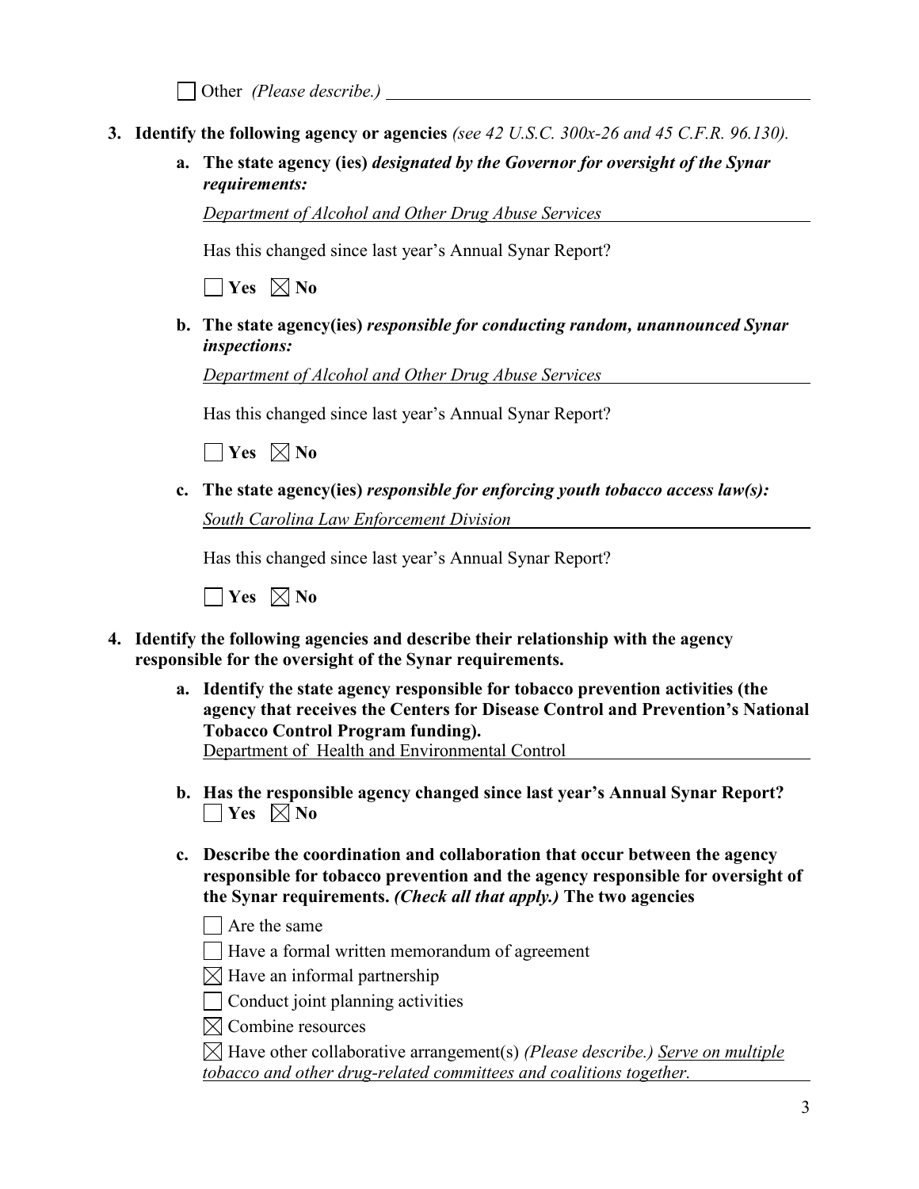☐ Other *(Please describe.)* \_\_\_\_\_\_\_\_\_\_\_\_\_\_\_\_\_\_\_\_\_\_\_\_\_\_\_\_\_\_\_\_\_\_\_\_\_\_\_\_\_\_\_\_\_\_

3. **Identify the following agency or agencies** *(see 42 U.S.C. 300x-26 and 45 C.F.R. 96.130).*

   a. **The state agency (ies)** ***designated by the Governor for oversight of the Synar requirements:***

      *Department of Alcohol and Other Drug Abuse Services*

      Has this changed since last year's Annual Synar Report?

      ☐ **Yes** ☒ **No**

   b. **The state agency(ies)** ***responsible for conducting random, unannounced Synar inspections:***

      *Department of Alcohol and Other Drug Abuse Services*

      Has this changed since last year's Annual Synar Report?

      ☐ **Yes** ☒ **No**

   c. **The state agency(ies)** ***responsible for enforcing youth tobacco access law(s):***

      *South Carolina Law Enforcement Division*

      Has this changed since last year's Annual Synar Report?

      ☐ **Yes** ☒ **No**

4. **Identify the following agencies and describe their relationship with the agency responsible for the oversight of the Synar requirements.**

   a. **Identify the state agency responsible for tobacco prevention activities (the agency that receives the Centers for Disease Control and Prevention's National Tobacco Control Program funding).**
      Department of Health and Environmental Control

   b. **Has the responsible agency changed since last year's Annual Synar Report?**
      ☐ **Yes** ☒ **No**

   c. **Describe the coordination and collaboration that occur between the agency responsible for tobacco prevention and the agency responsible for oversight of the Synar requirements.** ***(Check all that apply.)*** **The two agencies**

      ☐ Are the same

      ☐ Have a formal written memorandum of agreement

      ☒ Have an informal partnership

      ☐ Conduct joint planning activities

      ☒ Combine resources

      ☒ Have other collaborative arrangement(s) *(Please describe.)* *Serve on multiple tobacco and other drug-related committees and coalitions together.*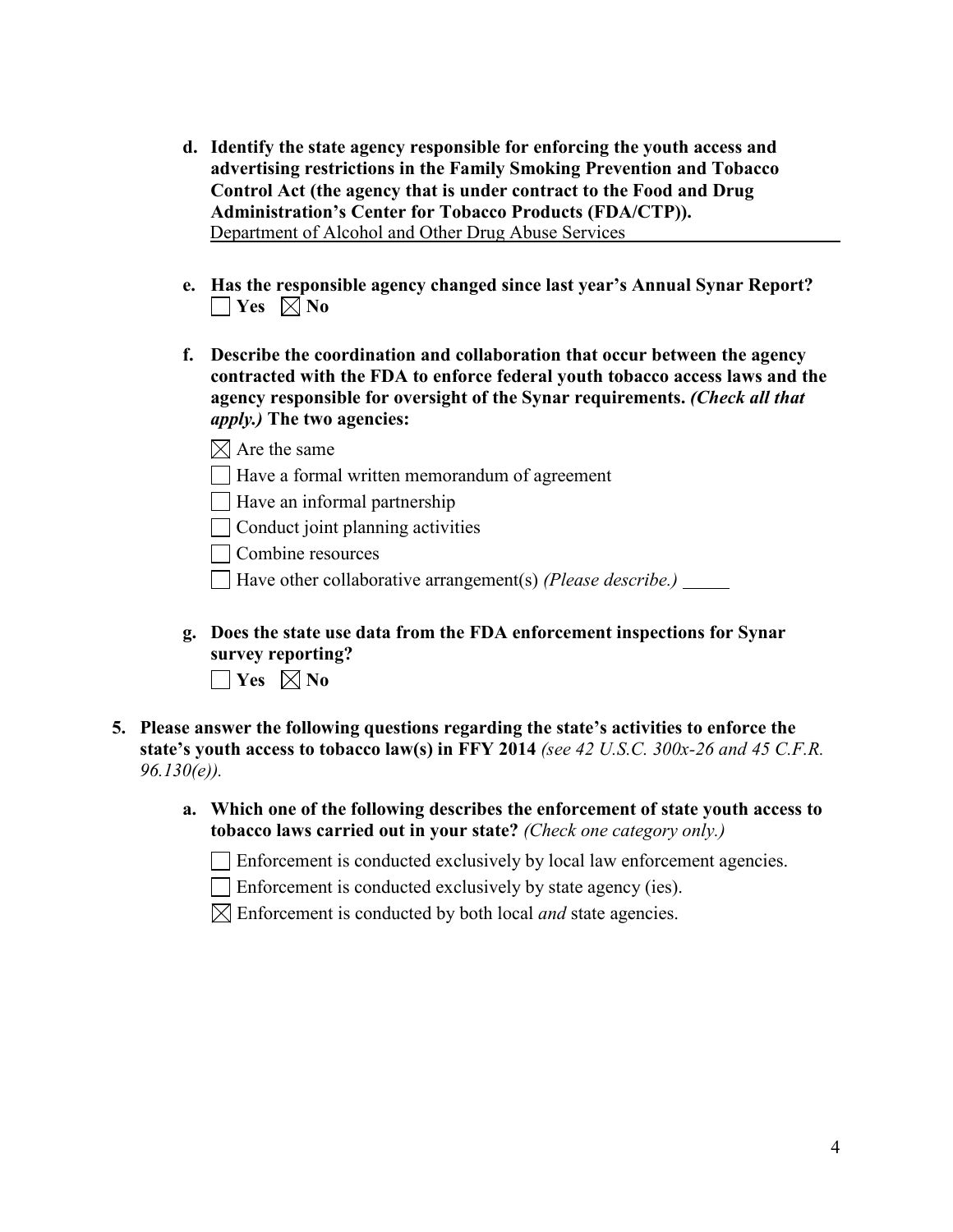**d. Identify the state agency responsible for enforcing the youth access and advertising restrictions in the Family Smoking Prevention and Tobacco Control Act (the agency that is under contract to the Food and Drug Administration's Center for Tobacco Products (FDA/CTP)).**
Department of Alcohol and Other Drug Abuse Services

**e. Has the responsible agency changed since last year's Annual Synar Report?**
☐ **Yes** ☒ **No**

**f. Describe the coordination and collaboration that occur between the agency contracted with the FDA to enforce federal youth tobacco access laws and the agency responsible for oversight of the Synar requirements.** ***(Check all that apply.)*** **The two agencies:**

☒ Are the same

☐ Have a formal written memorandum of agreement

☐ Have an informal partnership

☐ Conduct joint planning activities

☐ Combine resources

☐ Have other collaborative arrangement(s) *(Please describe.)* _____

**g. Does the state use data from the FDA enforcement inspections for Synar survey reporting?**
☐ **Yes** ☒ **No**

**5. Please answer the following questions regarding the state's activities to enforce the state's youth access to tobacco law(s) in FFY 2014** *(see 42 U.S.C. 300x-26 and 45 C.F.R. 96.130(e)).*

**a. Which one of the following describes the enforcement of state youth access to tobacco laws carried out in your state?** *(Check one category only.)*

☐ Enforcement is conducted exclusively by local law enforcement agencies.

☐ Enforcement is conducted exclusively by state agency (ies).

☒ Enforcement is conducted by both local *and* state agencies.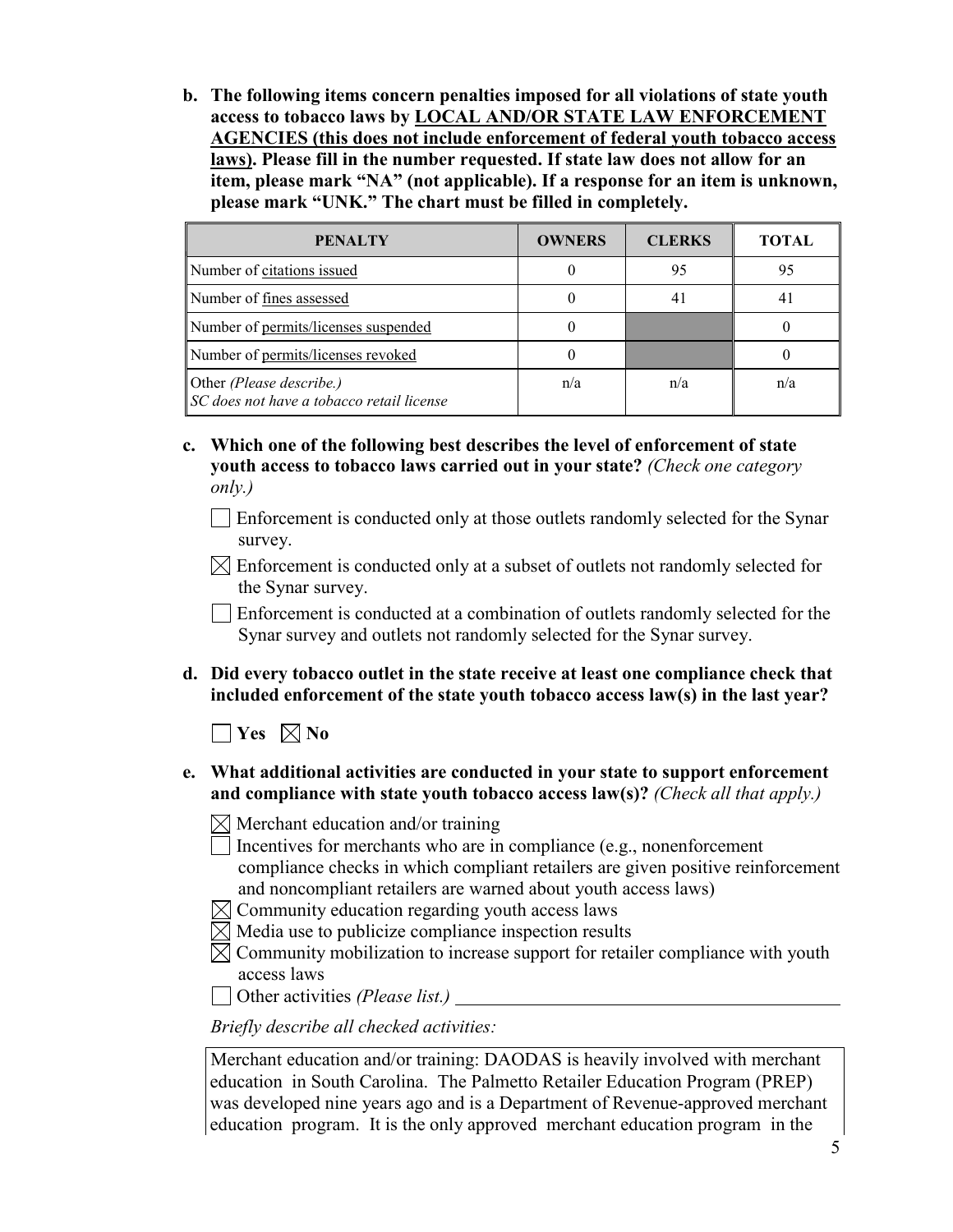**b. The following items concern penalties imposed for all violations of state youth access to tobacco laws by LOCAL AND/OR STATE LAW ENFORCEMENT AGENCIES (this does not include enforcement of federal youth tobacco access laws). Please fill in the number requested. If state law does not allow for an item, please mark "NA" (not applicable). If a response for an item is unknown, please mark "UNK." The chart must be filled in completely.**

| PENALTY | OWNERS | CLERKS | TOTAL |
|---|---|---|---|
| Number of citations issued | 0 | 95 | 95 |
| Number of fines assessed | 0 | 41 | 41 |
| Number of permits/licenses suspended | 0 | | 0 |
| Number of permits/licenses revoked | 0 | | 0 |
| Other *(Please describe.)* *SC does not have a tobacco retail license* | n/a | n/a | n/a |

**c. Which one of the following best describes the level of enforcement of state youth access to tobacco laws carried out in your state?** *(Check one category only.)*

☐ Enforcement is conducted only at those outlets randomly selected for the Synar survey.

☒ Enforcement is conducted only at a subset of outlets not randomly selected for the Synar survey.

☐ Enforcement is conducted at a combination of outlets randomly selected for the Synar survey and outlets not randomly selected for the Synar survey.

**d. Did every tobacco outlet in the state receive at least one compliance check that included enforcement of the state youth tobacco access law(s) in the last year?**

☐ **Yes** ☒ **No**

**e. What additional activities are conducted in your state to support enforcement and compliance with state youth tobacco access law(s)?** *(Check all that apply.)*

☒ Merchant education and/or training

☐ Incentives for merchants who are in compliance (e.g., nonenforcement compliance checks in which compliant retailers are given positive reinforcement and noncompliant retailers are warned about youth access laws)

☒ Community education regarding youth access laws

☒ Media use to publicize compliance inspection results

☒ Community mobilization to increase support for retailer compliance with youth access laws

☐ Other activities *(Please list.)* \_\_\_\_\_\_\_\_\_\_\_\_\_\_\_\_\_\_\_\_\_\_\_\_\_\_\_\_

*Briefly describe all checked activities:*

Merchant education and/or training: DAODAS is heavily involved with merchant education in South Carolina. The Palmetto Retailer Education Program (PREP) was developed nine years ago and is a Department of Revenue-approved merchant education program. It is the only approved merchant education program in the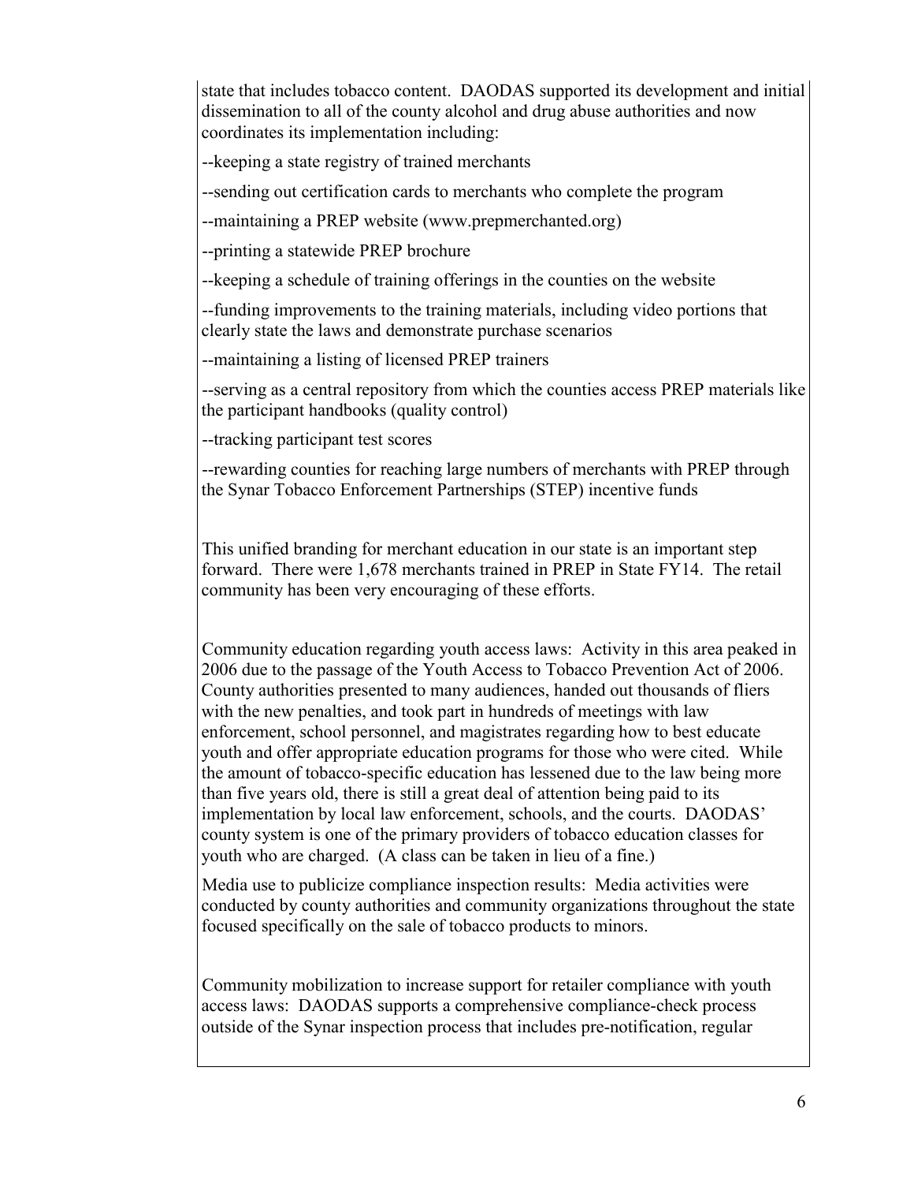state that includes tobacco content. DAODAS supported its development and initial dissemination to all of the county alcohol and drug abuse authorities and now coordinates its implementation including:

--keeping a state registry of trained merchants

--sending out certification cards to merchants who complete the program

--maintaining a PREP website (www.prepmerchanted.org)

--printing a statewide PREP brochure

--keeping a schedule of training offerings in the counties on the website

--funding improvements to the training materials, including video portions that clearly state the laws and demonstrate purchase scenarios

--maintaining a listing of licensed PREP trainers

--serving as a central repository from which the counties access PREP materials like the participant handbooks (quality control)

--tracking participant test scores

--rewarding counties for reaching large numbers of merchants with PREP through the Synar Tobacco Enforcement Partnerships (STEP) incentive funds

This unified branding for merchant education in our state is an important step forward. There were 1,678 merchants trained in PREP in State FY14. The retail community has been very encouraging of these efforts.

Community education regarding youth access laws: Activity in this area peaked in 2006 due to the passage of the Youth Access to Tobacco Prevention Act of 2006. County authorities presented to many audiences, handed out thousands of fliers with the new penalties, and took part in hundreds of meetings with law enforcement, school personnel, and magistrates regarding how to best educate youth and offer appropriate education programs for those who were cited. While the amount of tobacco-specific education has lessened due to the law being more than five years old, there is still a great deal of attention being paid to its implementation by local law enforcement, schools, and the courts. DAODAS' county system is one of the primary providers of tobacco education classes for youth who are charged. (A class can be taken in lieu of a fine.)

Media use to publicize compliance inspection results: Media activities were conducted by county authorities and community organizations throughout the state focused specifically on the sale of tobacco products to minors.

Community mobilization to increase support for retailer compliance with youth access laws: DAODAS supports a comprehensive compliance-check process outside of the Synar inspection process that includes pre-notification, regular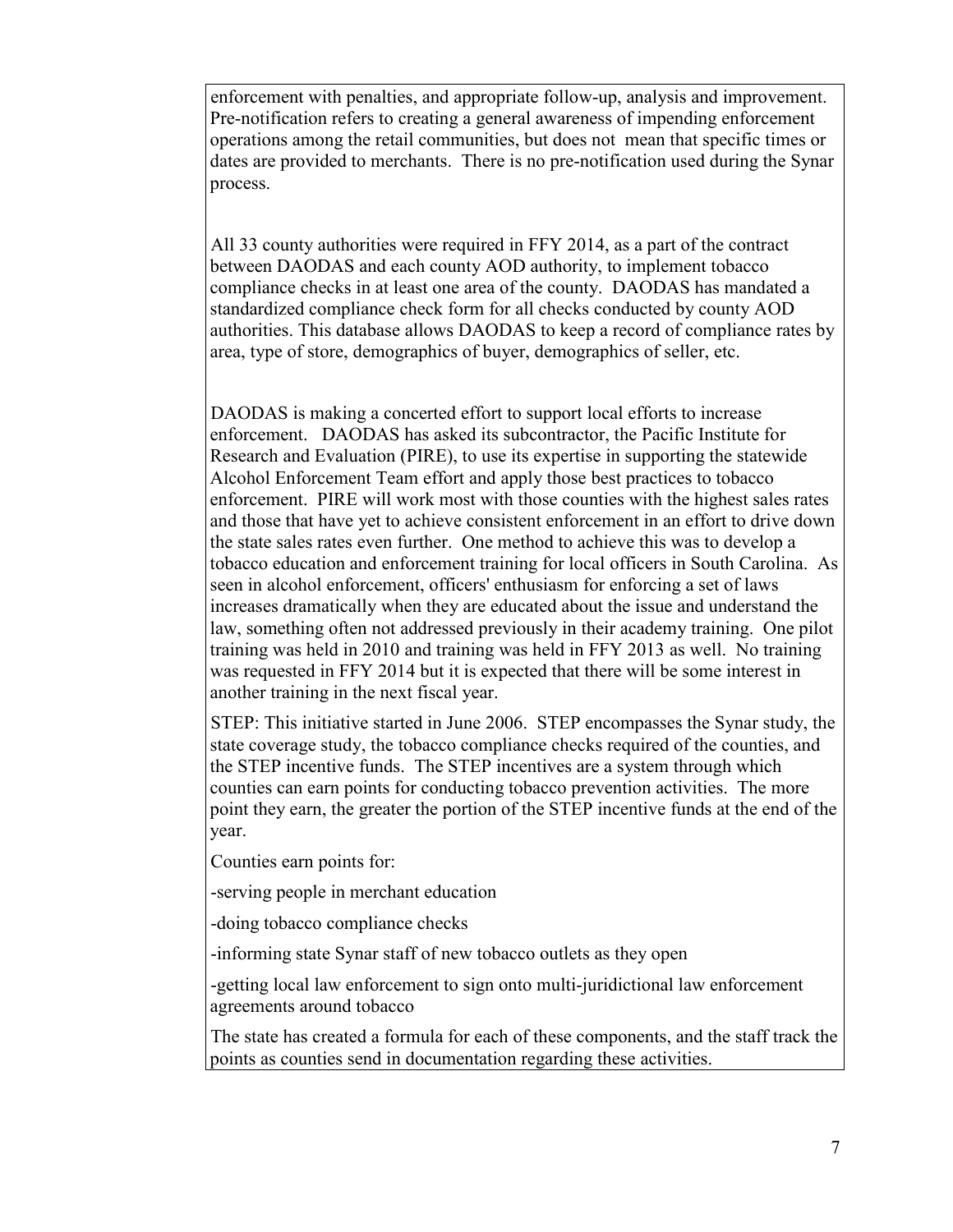enforcement with penalties, and appropriate follow-up, analysis and improvement. Pre-notification refers to creating a general awareness of impending enforcement operations among the retail communities, but does not mean that specific times or dates are provided to merchants. There is no pre-notification used during the Synar process.

All 33 county authorities were required in FFY 2014, as a part of the contract between DAODAS and each county AOD authority, to implement tobacco compliance checks in at least one area of the county. DAODAS has mandated a standardized compliance check form for all checks conducted by county AOD authorities. This database allows DAODAS to keep a record of compliance rates by area, type of store, demographics of buyer, demographics of seller, etc.

DAODAS is making a concerted effort to support local efforts to increase enforcement. DAODAS has asked its subcontractor, the Pacific Institute for Research and Evaluation (PIRE), to use its expertise in supporting the statewide Alcohol Enforcement Team effort and apply those best practices to tobacco enforcement. PIRE will work most with those counties with the highest sales rates and those that have yet to achieve consistent enforcement in an effort to drive down the state sales rates even further. One method to achieve this was to develop a tobacco education and enforcement training for local officers in South Carolina. As seen in alcohol enforcement, officers' enthusiasm for enforcing a set of laws increases dramatically when they are educated about the issue and understand the law, something often not addressed previously in their academy training. One pilot training was held in 2010 and training was held in FFY 2013 as well. No training was requested in FFY 2014 but it is expected that there will be some interest in another training in the next fiscal year.

STEP: This initiative started in June 2006. STEP encompasses the Synar study, the state coverage study, the tobacco compliance checks required of the counties, and the STEP incentive funds. The STEP incentives are a system through which counties can earn points for conducting tobacco prevention activities. The more point they earn, the greater the portion of the STEP incentive funds at the end of the year.

Counties earn points for:

-serving people in merchant education

-doing tobacco compliance checks

-informing state Synar staff of new tobacco outlets as they open

-getting local law enforcement to sign onto multi-juridictional law enforcement agreements around tobacco

The state has created a formula for each of these components, and the staff track the points as counties send in documentation regarding these activities.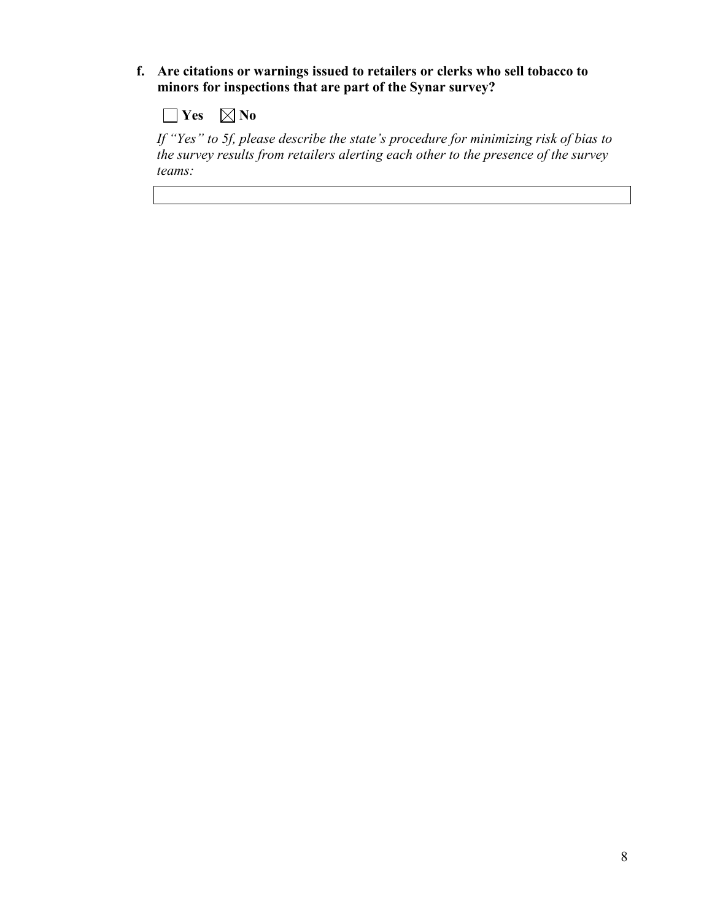**f. Are citations or warnings issued to retailers or clerks who sell tobacco to minors for inspections that are part of the Synar survey?**

☐ **Yes** ☒ **No**

*If "Yes" to 5f, please describe the state's procedure for minimizing risk of bias to the survey results from retailers alerting each other to the presence of the survey teams:*

| |
|---|
| |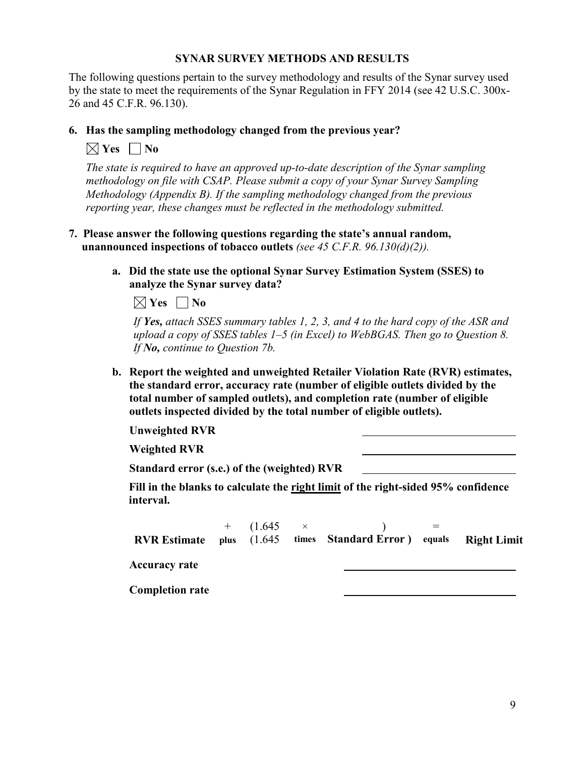## SYNAR SURVEY METHODS AND RESULTS

The following questions pertain to the survey methodology and results of the Synar survey used by the state to meet the requirements of the Synar Regulation in FFY 2014 (see 42 U.S.C. 300x-26 and 45 C.F.R. 96.130).

**6. Has the sampling methodology changed from the previous year?**

☒ **Yes** ☐ **No**

*The state is required to have an approved up-to-date description of the Synar sampling methodology on file with CSAP. Please submit a copy of your Synar Survey Sampling Methodology (Appendix B). If the sampling methodology changed from the previous reporting year, these changes must be reflected in the methodology submitted.*

**7. Please answer the following questions regarding the state's annual random, unannounced inspections of tobacco outlets** *(see 45 C.F.R. 96.130(d)(2)).*

**a. Did the state use the optional Synar Survey Estimation System (SSES) to analyze the Synar survey data?**

☒ **Yes** ☐ **No**

*If* ***Yes,*** *attach SSES summary tables 1, 2, 3, and 4 to the hard copy of the ASR and upload a copy of SSES tables 1–5 (in Excel) to WebBGAS. Then go to Question 8. If* ***No,*** *continue to Question 7b.*

**b. Report the weighted and unweighted Retailer Violation Rate (RVR) estimates, the standard error, accuracy rate (number of eligible outlets divided by the total number of sampled outlets), and completion rate (number of eligible outlets inspected divided by the total number of eligible outlets).**

**Unweighted RVR** \_\_\_\_\_\_\_\_\_\_\_\_\_\_\_\_\_\_\_\_

**Weighted RVR** \_\_\_\_\_\_\_\_\_\_\_\_\_\_\_\_\_\_\_\_

**Standard error (s.e.) of the (weighted) RVR** \_\_\_\_\_\_\_\_\_\_\_\_\_\_\_\_\_\_\_\_

**Fill in the blanks to calculate the right limit of the right-sided 95% confidence interval.**

| | + | (1.645 | × | | ) | = | |
|---|---|---|---|---|---|---|---|
| **RVR Estimate** | **plus** | (1.645 | **times** | **Standard Error** | **)** | **equals** | **Right Limit** |

**Accuracy rate** \_\_\_\_\_\_\_\_\_\_\_\_\_\_\_\_\_\_\_\_

**Completion rate** \_\_\_\_\_\_\_\_\_\_\_\_\_\_\_\_\_\_\_\_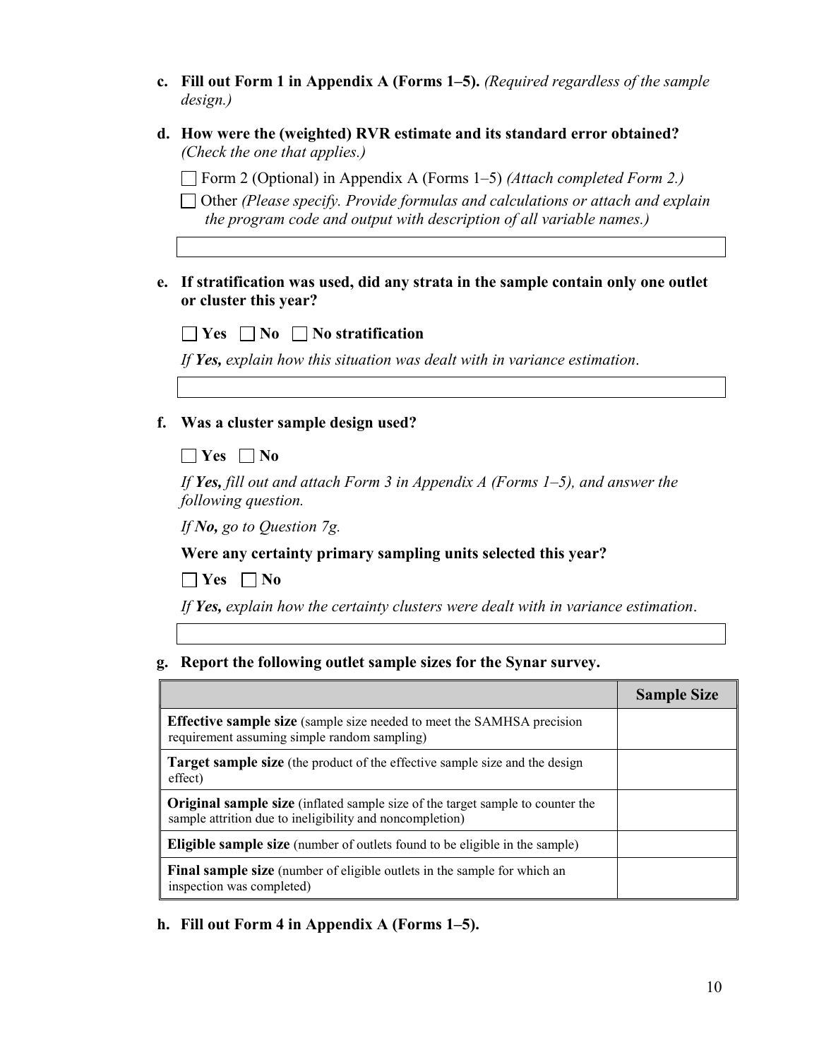c. **Fill out Form 1 in Appendix A (Forms 1–5).** *(Required regardless of the sample design.)*

d. **How were the (weighted) RVR estimate and its standard error obtained?** *(Check the one that applies.)*

☐ Form 2 (Optional) in Appendix A (Forms 1–5) *(Attach completed Form 2.)*

☐ Other *(Please specify. Provide formulas and calculations or attach and explain the program code and output with description of all variable names.)*

| |
|---|
| |

e. **If stratification was used, did any strata in the sample contain only one outlet or cluster this year?**

☐ **Yes** ☐ **No** ☐ **No stratification**

*If **Yes,** explain how this situation was dealt with in variance estimation.*

| |
|---|
| |

f. **Was a cluster sample design used?**

☐ **Yes** ☐ **No**

*If **Yes,** fill out and attach Form 3 in Appendix A (Forms 1–5), and answer the following question.*

*If **No,** go to Question 7g.*

**Were any certainty primary sampling units selected this year?**

☐ **Yes** ☐ **No**

*If **Yes,** explain how the certainty clusters were dealt with in variance estimation.*

| |
|---|
| |

g. **Report the following outlet sample sizes for the Synar survey.**

| | **Sample Size** |
|---|---|
| **Effective sample size** (sample size needed to meet the SAMHSA precision requirement assuming simple random sampling) | |
| **Target sample size** (the product of the effective sample size and the design effect) | |
| **Original sample size** (inflated sample size of the target sample to counter the sample attrition due to ineligibility and noncompletion) | |
| **Eligible sample size** (number of outlets found to be eligible in the sample) | |
| **Final sample size** (number of eligible outlets in the sample for which an inspection was completed) | |

h. **Fill out Form 4 in Appendix A (Forms 1–5).**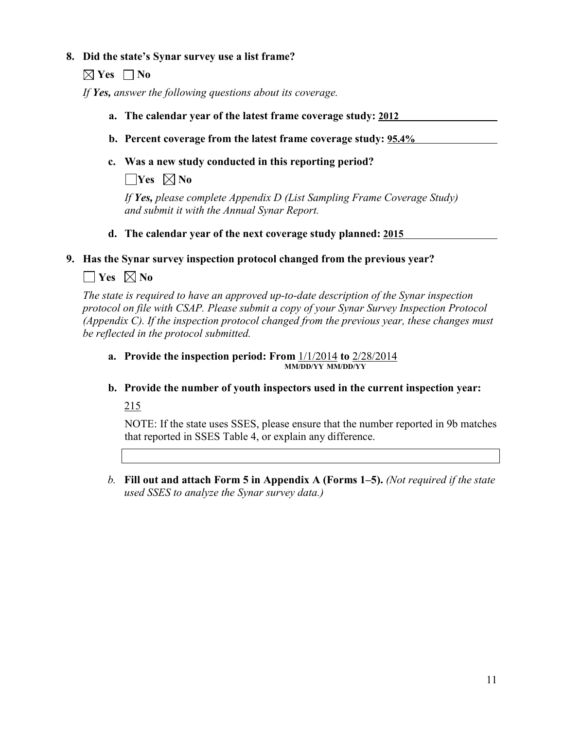**8. Did the state's Synar survey use a list frame?**

☒ **Yes** ☐ **No**

*If **Yes,** answer the following questions about its coverage.*

**a. The calendar year of the latest frame coverage study: 2012**

**b. Percent coverage from the latest frame coverage study: 95.4%**

**c. Was a new study conducted in this reporting period?**

☐ **Yes** ☒ **No**

*If **Yes,** please complete Appendix D (List Sampling Frame Coverage Study) and submit it with the Annual Synar Report.*

**d. The calendar year of the next coverage study planned: 2015**

**9. Has the Synar survey inspection protocol changed from the previous year?**

☐ **Yes** ☒ **No**

*The state is required to have an approved up-to-date description of the Synar inspection protocol on file with CSAP. Please submit a copy of your Synar Survey Inspection Protocol (Appendix C). If the inspection protocol changed from the previous year, these changes must be reflected in the protocol submitted.*

**a. Provide the inspection period: From** 1/1/2014 **to** 2/28/2014
**MM/DD/YY MM/DD/YY**

**b. Provide the number of youth inspectors used in the current inspection year:**

215

NOTE: If the state uses SSES, please ensure that the number reported in 9b matches that reported in SSES Table 4, or explain any difference.

*b.* **Fill out and attach Form 5 in Appendix A (Forms 1–5).** *(Not required if the state used SSES to analyze the Synar survey data.)*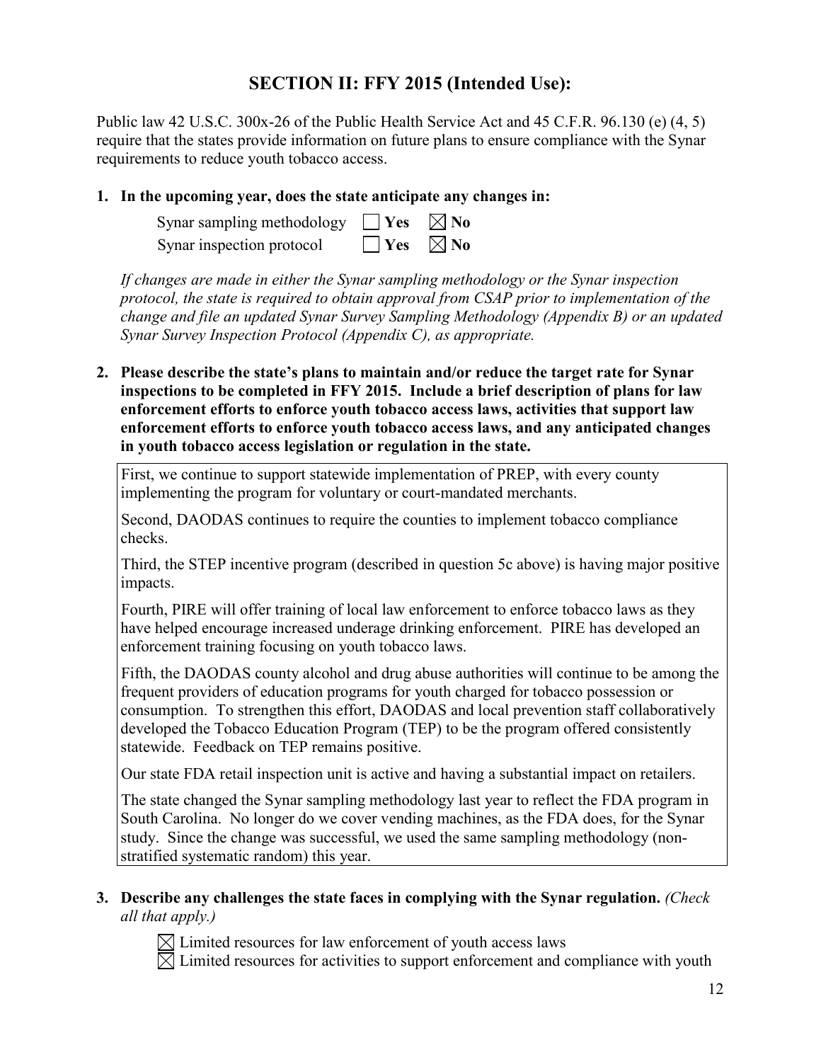## SECTION II: FFY 2015 (Intended Use):

Public law 42 U.S.C. 300x-26 of the Public Health Service Act and 45 C.F.R. 96.130 (e) (4, 5) require that the states provide information on future plans to ensure compliance with the Synar requirements to reduce youth tobacco access.

**1. In the upcoming year, does the state anticipate any changes in:**

Synar sampling methodology ☐ **Yes** ☒ **No**
Synar inspection protocol ☐ **Yes** ☒ **No**

*If changes are made in either the Synar sampling methodology or the Synar inspection protocol, the state is required to obtain approval from CSAP prior to implementation of the change and file an updated Synar Survey Sampling Methodology (Appendix B) or an updated Synar Survey Inspection Protocol (Appendix C), as appropriate.*

**2. Please describe the state's plans to maintain and/or reduce the target rate for Synar inspections to be completed in FFY 2015. Include a brief description of plans for law enforcement efforts to enforce youth tobacco access laws, activities that support law enforcement efforts to enforce youth tobacco access laws, and any anticipated changes in youth tobacco access legislation or regulation in the state.**

First, we continue to support statewide implementation of PREP, with every county implementing the program for voluntary or court-mandated merchants.

Second, DAODAS continues to require the counties to implement tobacco compliance checks.

Third, the STEP incentive program (described in question 5c above) is having major positive impacts.

Fourth, PIRE will offer training of local law enforcement to enforce tobacco laws as they have helped encourage increased underage drinking enforcement. PIRE has developed an enforcement training focusing on youth tobacco laws.

Fifth, the DAODAS county alcohol and drug abuse authorities will continue to be among the frequent providers of education programs for youth charged for tobacco possession or consumption. To strengthen this effort, DAODAS and local prevention staff collaboratively developed the Tobacco Education Program (TEP) to be the program offered consistently statewide. Feedback on TEP remains positive.

Our state FDA retail inspection unit is active and having a substantial impact on retailers.

The state changed the Synar sampling methodology last year to reflect the FDA program in South Carolina. No longer do we cover vending machines, as the FDA does, for the Synar study. Since the change was successful, we used the same sampling methodology (non-stratified systematic random) this year.

**3. Describe any challenges the state faces in complying with the Synar regulation.** *(Check all that apply.)*

☒ Limited resources for law enforcement of youth access laws
☒ Limited resources for activities to support enforcement and compliance with youth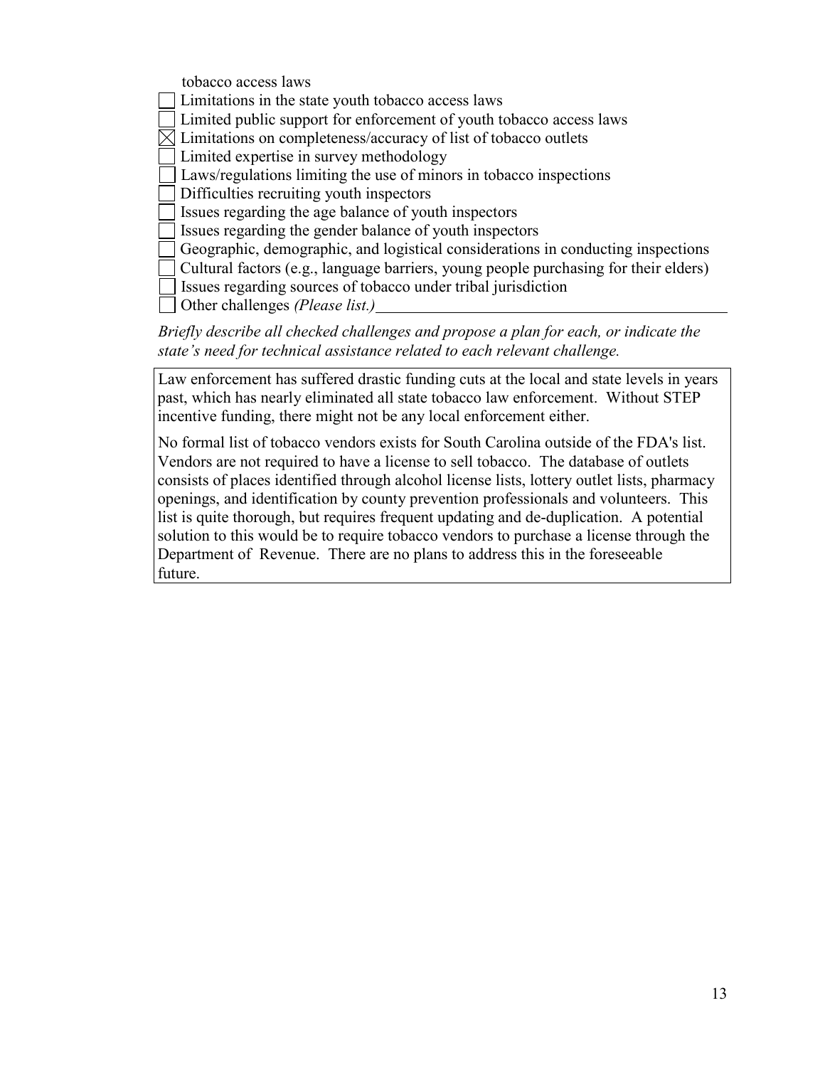tobacco access laws

- ☐ Limitations in the state youth tobacco access laws
- ☐ Limited public support for enforcement of youth tobacco access laws
- ☒ Limitations on completeness/accuracy of list of tobacco outlets
- ☐ Limited expertise in survey methodology
- ☐ Laws/regulations limiting the use of minors in tobacco inspections
- ☐ Difficulties recruiting youth inspectors
- ☐ Issues regarding the age balance of youth inspectors
- ☐ Issues regarding the gender balance of youth inspectors
- ☐ Geographic, demographic, and logistical considerations in conducting inspections
- ☐ Cultural factors (e.g., language barriers, young people purchasing for their elders)
- ☐ Issues regarding sources of tobacco under tribal jurisdiction
- ☐ Other challenges *(Please list.)*\_\_\_\_\_\_\_\_\_\_\_\_\_\_\_\_\_\_\_\_\_\_\_\_\_\_\_\_\_\_\_\_\_\_\_\_\_\_\_\_\_\_\_\_

*Briefly describe all checked challenges and propose a plan for each, or indicate the state's need for technical assistance related to each relevant challenge.*

Law enforcement has suffered drastic funding cuts at the local and state levels in years past, which has nearly eliminated all state tobacco law enforcement. Without STEP incentive funding, there might not be any local enforcement either.

No formal list of tobacco vendors exists for South Carolina outside of the FDA's list. Vendors are not required to have a license to sell tobacco. The database of outlets consists of places identified through alcohol license lists, lottery outlet lists, pharmacy openings, and identification by county prevention professionals and volunteers. This list is quite thorough, but requires frequent updating and de-duplication. A potential solution to this would be to require tobacco vendors to purchase a license through the Department of Revenue. There are no plans to address this in the foreseeable future.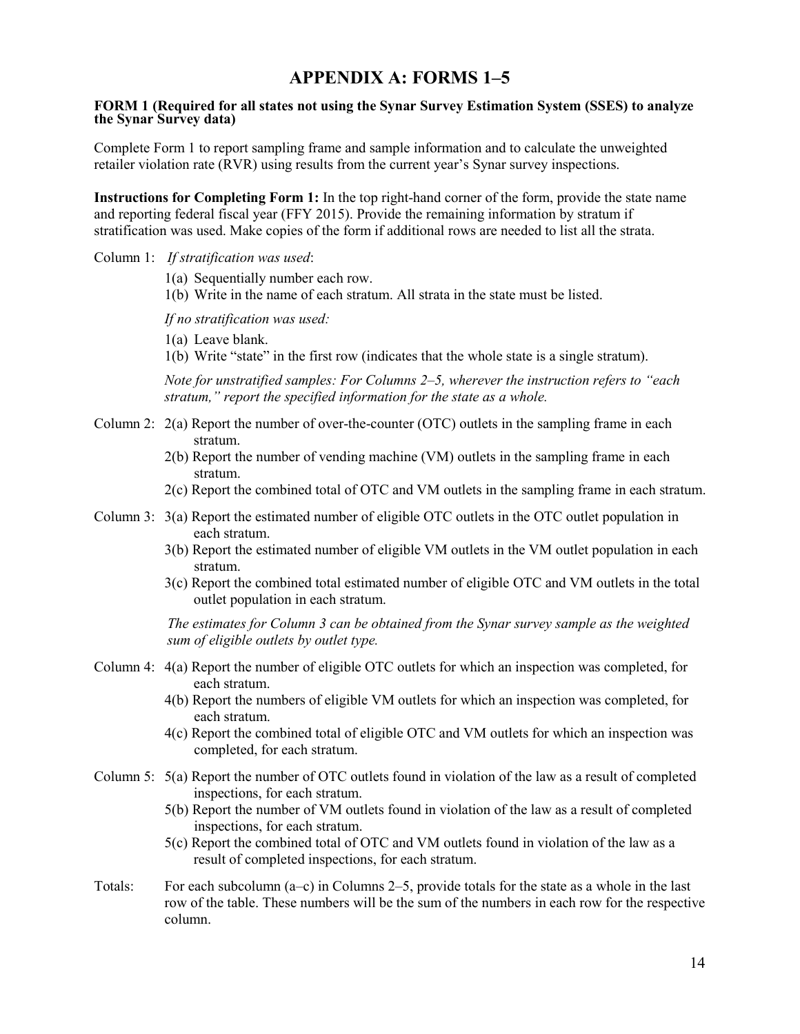# APPENDIX A: FORMS 1–5

**FORM 1 (Required for all states not using the Synar Survey Estimation System (SSES) to analyze the Synar Survey data)**

Complete Form 1 to report sampling frame and sample information and to calculate the unweighted retailer violation rate (RVR) using results from the current year's Synar survey inspections.

**Instructions for Completing Form 1:** In the top right-hand corner of the form, provide the state name and reporting federal fiscal year (FFY 2015). Provide the remaining information by stratum if stratification was used. Make copies of the form if additional rows are needed to list all the strata.

Column 1: *If stratification was used*:

- 1(a) Sequentially number each row.
- 1(b) Write in the name of each stratum. All strata in the state must be listed.

*If no stratification was used:*

- 1(a) Leave blank.
- 1(b) Write "state" in the first row (indicates that the whole state is a single stratum).

*Note for unstratified samples: For Columns 2–5, wherever the instruction refers to "each stratum," report the specified information for the state as a whole.*

Column 2:

- 2(a) Report the number of over-the-counter (OTC) outlets in the sampling frame in each stratum.
- 2(b) Report the number of vending machine (VM) outlets in the sampling frame in each stratum.
- 2(c) Report the combined total of OTC and VM outlets in the sampling frame in each stratum.

Column 3:

- 3(a) Report the estimated number of eligible OTC outlets in the OTC outlet population in each stratum.
- 3(b) Report the estimated number of eligible VM outlets in the VM outlet population in each stratum.
- 3(c) Report the combined total estimated number of eligible OTC and VM outlets in the total outlet population in each stratum.

*The estimates for Column 3 can be obtained from the Synar survey sample as the weighted sum of eligible outlets by outlet type.*

Column 4:

- 4(a) Report the number of eligible OTC outlets for which an inspection was completed, for each stratum.
- 4(b) Report the numbers of eligible VM outlets for which an inspection was completed, for each stratum.
- 4(c) Report the combined total of eligible OTC and VM outlets for which an inspection was completed, for each stratum.

Column 5:

- 5(a) Report the number of OTC outlets found in violation of the law as a result of completed inspections, for each stratum.
- 5(b) Report the number of VM outlets found in violation of the law as a result of completed inspections, for each stratum.
- 5(c) Report the combined total of OTC and VM outlets found in violation of the law as a result of completed inspections, for each stratum.

Totals: For each subcolumn (a–c) in Columns 2–5, provide totals for the state as a whole in the last row of the table. These numbers will be the sum of the numbers in each row for the respective column.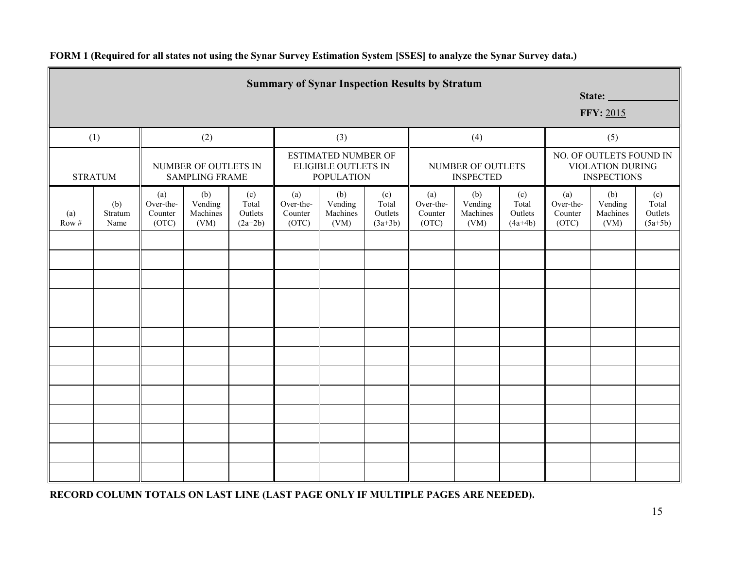**FORM 1 (Required for all states not using the Synar Survey Estimation System [SSES] to analyze the Synar Survey data.)**

| **Summary of Synar Inspection Results by Stratum** | | | | | | | | | | | | | **State:** ______ **FFY:** 2015 | |
|---|---|---|---|---|---|---|---|---|---|---|---|---|---|---|
| (1) | | (2) | | | (3) | | | (4) | | | (5) | | | |
| STRATUM | | NUMBER OF OUTLETS IN SAMPLING FRAME | | | ESTIMATED NUMBER OF ELIGIBLE OUTLETS IN POPULATION | | | NUMBER OF OUTLETS INSPECTED | | | NO. OF OUTLETS FOUND IN VIOLATION DURING INSPECTIONS | | | |
| (a) Row # | (b) Stratum Name | (a) Over-the-Counter (OTC) | (b) Vending Machines (VM) | (c) Total Outlets (2a+2b) | (a) Over-the-Counter (OTC) | (b) Vending Machines (VM) | (c) Total Outlets (3a+3b) | (a) Over-the-Counter (OTC) | (b) Vending Machines (VM) | (c) Total Outlets (4a+4b) | (a) Over-the-Counter (OTC) | (b) Vending Machines (VM) | (c) Total Outlets (5a+5b) | |
| | | | | | | | | | | | | | | |
| | | | | | | | | | | | | | | |
| | | | | | | | | | | | | | | |
| | | | | | | | | | | | | | | |
| | | | | | | | | | | | | | | |
| | | | | | | | | | | | | | | |
| | | | | | | | | | | | | | | |
| | | | | | | | | | | | | | | |
| | | | | | | | | | | | | | | |
| | | | | | | | | | | | | | | |
| | | | | | | | | | | | | | | |
| | | | | | | | | | | | | | | |
| | | | | | | | | | | | | | | |

**RECORD COLUMN TOTALS ON LAST LINE (LAST PAGE ONLY IF MULTIPLE PAGES ARE NEEDED).**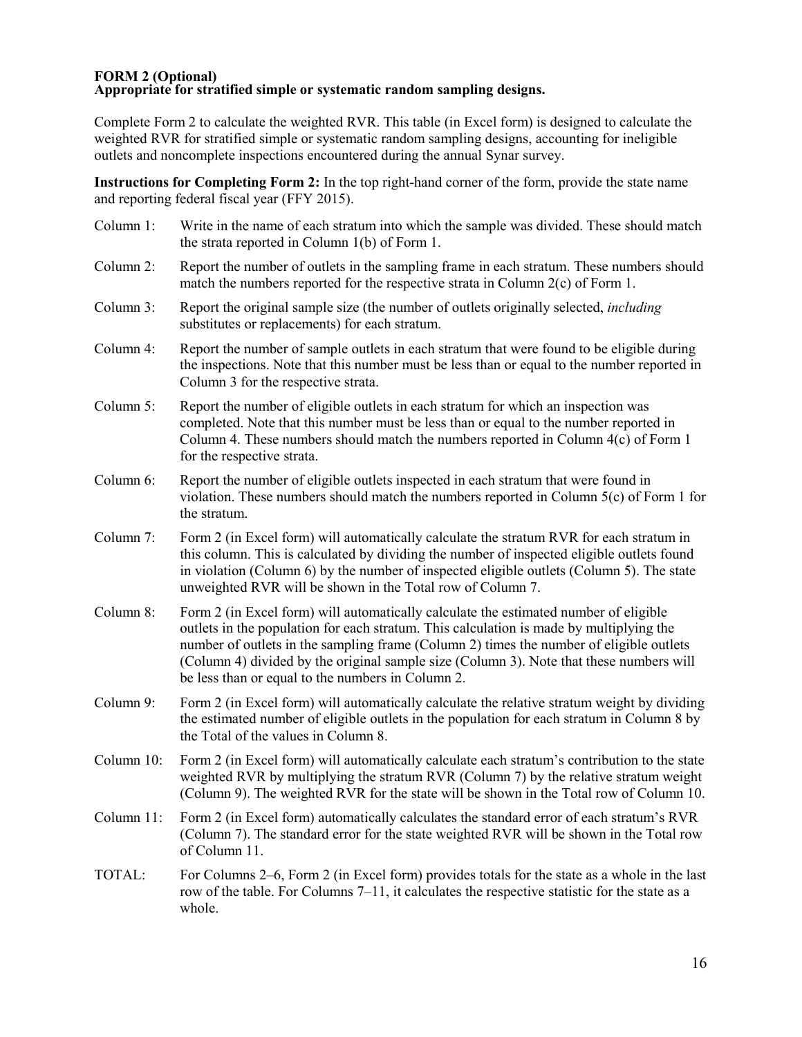**FORM 2 (Optional)**
**Appropriate for stratified simple or systematic random sampling designs.**

Complete Form 2 to calculate the weighted RVR. This table (in Excel form) is designed to calculate the weighted RVR for stratified simple or systematic random sampling designs, accounting for ineligible outlets and noncomplete inspections encountered during the annual Synar survey.

**Instructions for Completing Form 2:** In the top right-hand corner of the form, provide the state name and reporting federal fiscal year (FFY 2015).

Column 1: Write in the name of each stratum into which the sample was divided. These should match the strata reported in Column 1(b) of Form 1.

Column 2: Report the number of outlets in the sampling frame in each stratum. These numbers should match the numbers reported for the respective strata in Column 2(c) of Form 1.

Column 3: Report the original sample size (the number of outlets originally selected, *including* substitutes or replacements) for each stratum.

Column 4: Report the number of sample outlets in each stratum that were found to be eligible during the inspections. Note that this number must be less than or equal to the number reported in Column 3 for the respective strata.

Column 5: Report the number of eligible outlets in each stratum for which an inspection was completed. Note that this number must be less than or equal to the number reported in Column 4. These numbers should match the numbers reported in Column 4(c) of Form 1 for the respective strata.

Column 6: Report the number of eligible outlets inspected in each stratum that were found in violation. These numbers should match the numbers reported in Column 5(c) of Form 1 for the stratum.

Column 7: Form 2 (in Excel form) will automatically calculate the stratum RVR for each stratum in this column. This is calculated by dividing the number of inspected eligible outlets found in violation (Column 6) by the number of inspected eligible outlets (Column 5). The state unweighted RVR will be shown in the Total row of Column 7.

Column 8: Form 2 (in Excel form) will automatically calculate the estimated number of eligible outlets in the population for each stratum. This calculation is made by multiplying the number of outlets in the sampling frame (Column 2) times the number of eligible outlets (Column 4) divided by the original sample size (Column 3). Note that these numbers will be less than or equal to the numbers in Column 2.

Column 9: Form 2 (in Excel form) will automatically calculate the relative stratum weight by dividing the estimated number of eligible outlets in the population for each stratum in Column 8 by the Total of the values in Column 8.

Column 10: Form 2 (in Excel form) will automatically calculate each stratum's contribution to the state weighted RVR by multiplying the stratum RVR (Column 7) by the relative stratum weight (Column 9). The weighted RVR for the state will be shown in the Total row of Column 10.

Column 11: Form 2 (in Excel form) automatically calculates the standard error of each stratum's RVR (Column 7). The standard error for the state weighted RVR will be shown in the Total row of Column 11.

TOTAL: For Columns 2–6, Form 2 (in Excel form) provides totals for the state as a whole in the last row of the table. For Columns 7–11, it calculates the respective statistic for the state as a whole.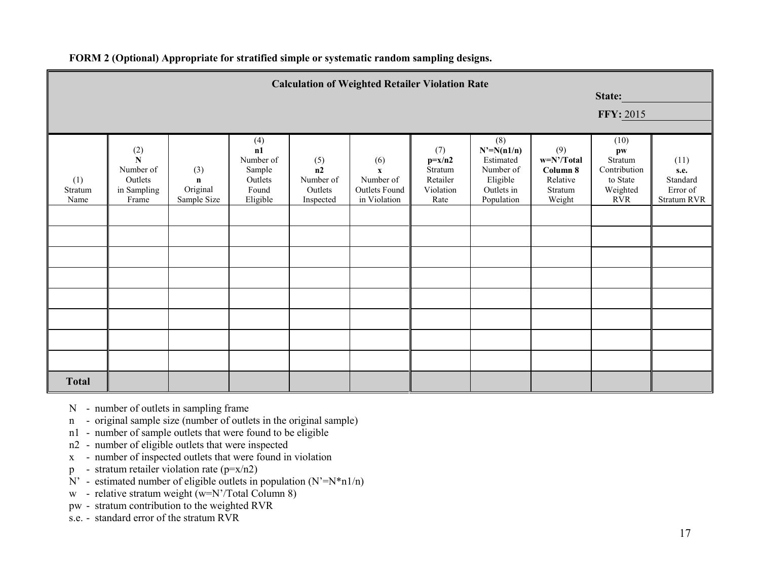**FORM 2 (Optional) Appropriate for stratified simple or systematic random sampling designs.**

**Calculation of Weighted Retailer Violation Rate**

**State:** ______________

**FFY:** 2015

| (1) Stratum Name | (2) **N** Number of Outlets in Sampling Frame | (3) **n** Original Sample Size | (4) **n1** Number of Sample Outlets Found Eligible | (5) **n2** Number of Outlets Inspected | (6) **x** Number of Outlets Found in Violation | (7) **p=x/n2** Stratum Retailer Violation Rate | (8) **N'=N(n1/n)** Estimated Number of Eligible Outlets in Population | (9) **w=N'/Total Column 8** Relative Stratum Weight | (10) **pw** Stratum Contribution to State Weighted RVR | (11) **s.e.** Standard Error of Stratum RVR |
|---|---|---|---|---|---|---|---|---|---|---|
| | | | | | | | | | | |
| | | | | | | | | | | |
| | | | | | | | | | | |
| | | | | | | | | | | |
| | | | | | | | | | | |
| | | | | | | | | | | |
| | | | | | | | | | | |
| | | | | | | | | | | |
| **Total** | | | | | | | | | | |

- N - number of outlets in sampling frame
- n - original sample size (number of outlets in the original sample)
- n1 - number of sample outlets that were found to be eligible
- n2 - number of eligible outlets that were inspected
- x - number of inspected outlets that were found in violation
- p - stratum retailer violation rate ($p=x/n2$)
- N' - estimated number of eligible outlets in population ($N'=N*n1/n$)
- w - relative stratum weight (w=N'/Total Column 8)
- pw - stratum contribution to the weighted RVR
- s.e. - standard error of the stratum RVR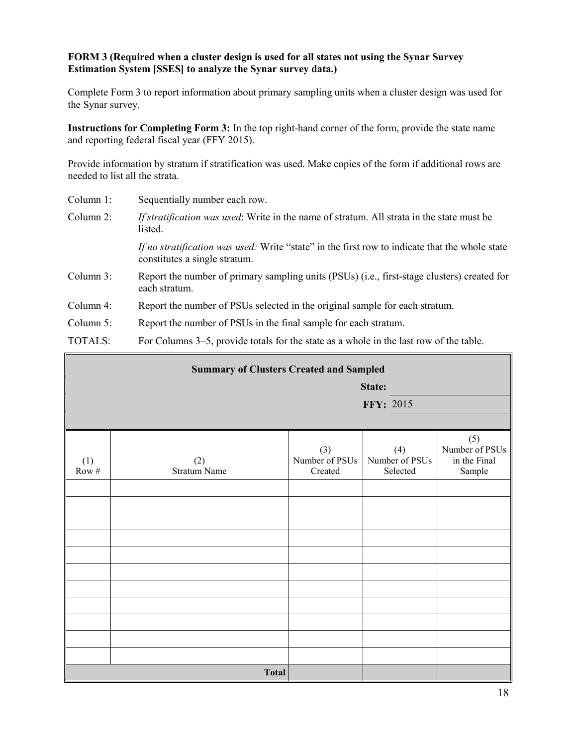**FORM 3 (Required when a cluster design is used for all states not using the Synar Survey Estimation System [SSES] to analyze the Synar survey data.)**

Complete Form 3 to report information about primary sampling units when a cluster design was used for the Synar survey.

**Instructions for Completing Form 3:** In the top right-hand corner of the form, provide the state name and reporting federal fiscal year (FFY 2015).

Provide information by stratum if stratification was used. Make copies of the form if additional rows are needed to list all the strata.

Column 1: Sequentially number each row.

Column 2: *If stratification was used*: Write in the name of stratum. All strata in the state must be listed.

*If no stratification was used:* Write "state" in the first row to indicate that the whole state constitutes a single stratum.

Column 3: Report the number of primary sampling units (PSUs) (i.e., first-stage clusters) created for each stratum.

Column 4: Report the number of PSUs selected in the original sample for each stratum.

Column 5: Report the number of PSUs in the final sample for each stratum.

TOTALS: For Columns 3–5, provide totals for the state as a whole in the last row of the table.

**Summary of Clusters Created and Sampled**

**State:**

**FFY:** 2015

| (1) Row # | (2) Stratum Name | (3) Number of PSUs Created | (4) Number of PSUs Selected | (5) Number of PSUs in the Final Sample |
|---|---|---|---|---|
| | | | | |
| | | | | |
| | | | | |
| | | | | |
| | | | | |
| | | | | |
| | | | | |
| | | | | |
| | | | | |
| | | | | |
| | | | | |
| | **Total** | | | |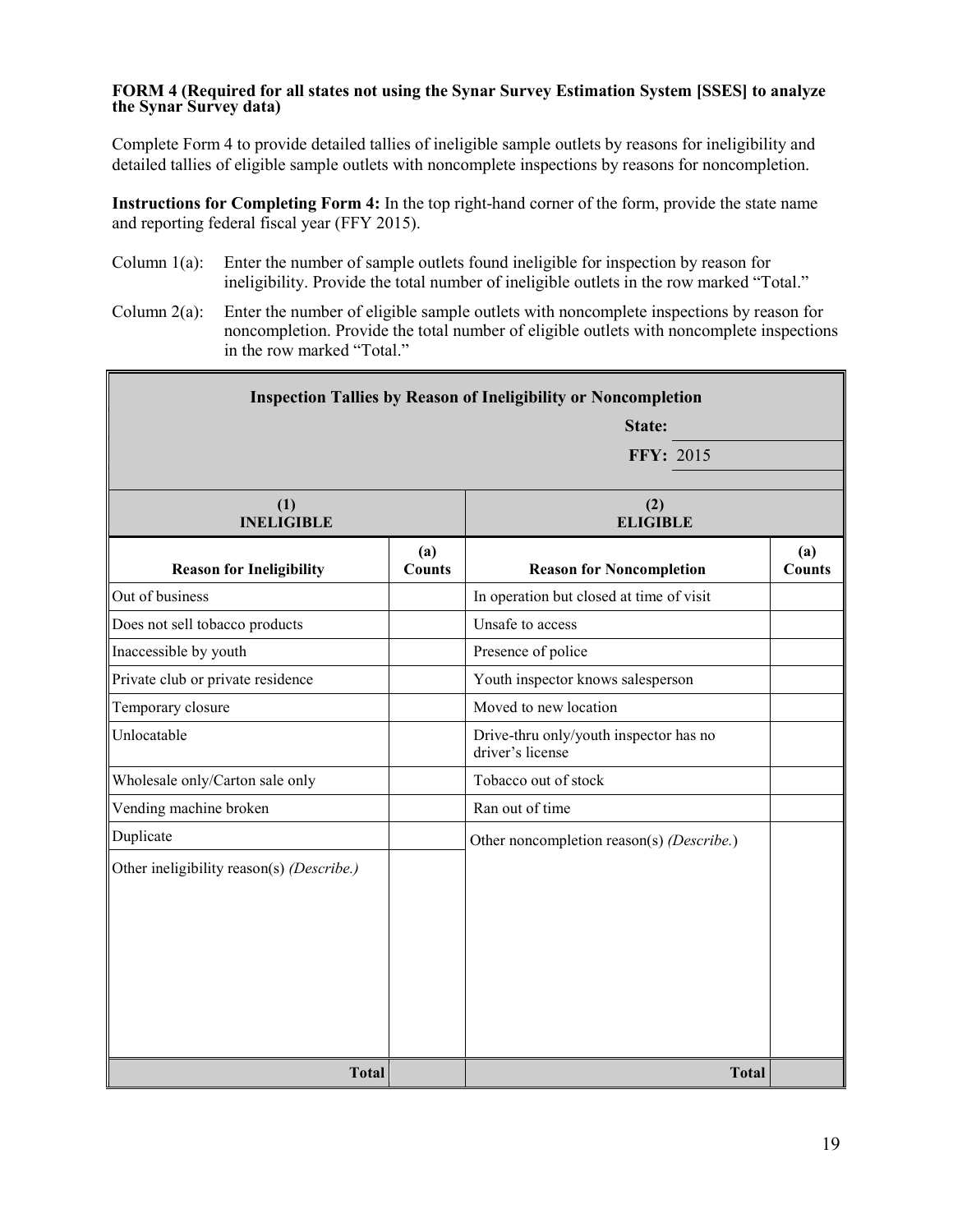**FORM 4 (Required for all states not using the Synar Survey Estimation System [SSES] to analyze the Synar Survey data)**

Complete Form 4 to provide detailed tallies of ineligible sample outlets by reasons for ineligibility and detailed tallies of eligible sample outlets with noncomplete inspections by reasons for noncompletion.

**Instructions for Completing Form 4:** In the top right-hand corner of the form, provide the state name and reporting federal fiscal year (FFY 2015).

Column 1(a): Enter the number of sample outlets found ineligible for inspection by reason for ineligibility. Provide the total number of ineligible outlets in the row marked "Total."

Column 2(a): Enter the number of eligible sample outlets with noncomplete inspections by reason for noncompletion. Provide the total number of eligible outlets with noncomplete inspections in the row marked "Total."

**Inspection Tallies by Reason of Ineligibility or Noncompletion**

**State:**

**FFY:** 2015

| **(1) INELIGIBLE** | | **(2) ELIGIBLE** | |
|---|---|---|---|
| **Reason for Ineligibility** | **(a) Counts** | **Reason for Noncompletion** | **(a) Counts** |
| Out of business | | In operation but closed at time of visit | |
| Does not sell tobacco products | | Unsafe to access | |
| Inaccessible by youth | | Presence of police | |
| Private club or private residence | | Youth inspector knows salesperson | |
| Temporary closure | | Moved to new location | |
| Unlocatable | | Drive-thru only/youth inspector has no driver's license | |
| Wholesale only/Carton sale only | | Tobacco out of stock | |
| Vending machine broken | | Ran out of time | |
| Duplicate | | Other noncompletion reason(s) *(Describe.)* | |
| Other ineligibility reason(s) *(Describe.)* | | | |
| **Total** | | **Total** | |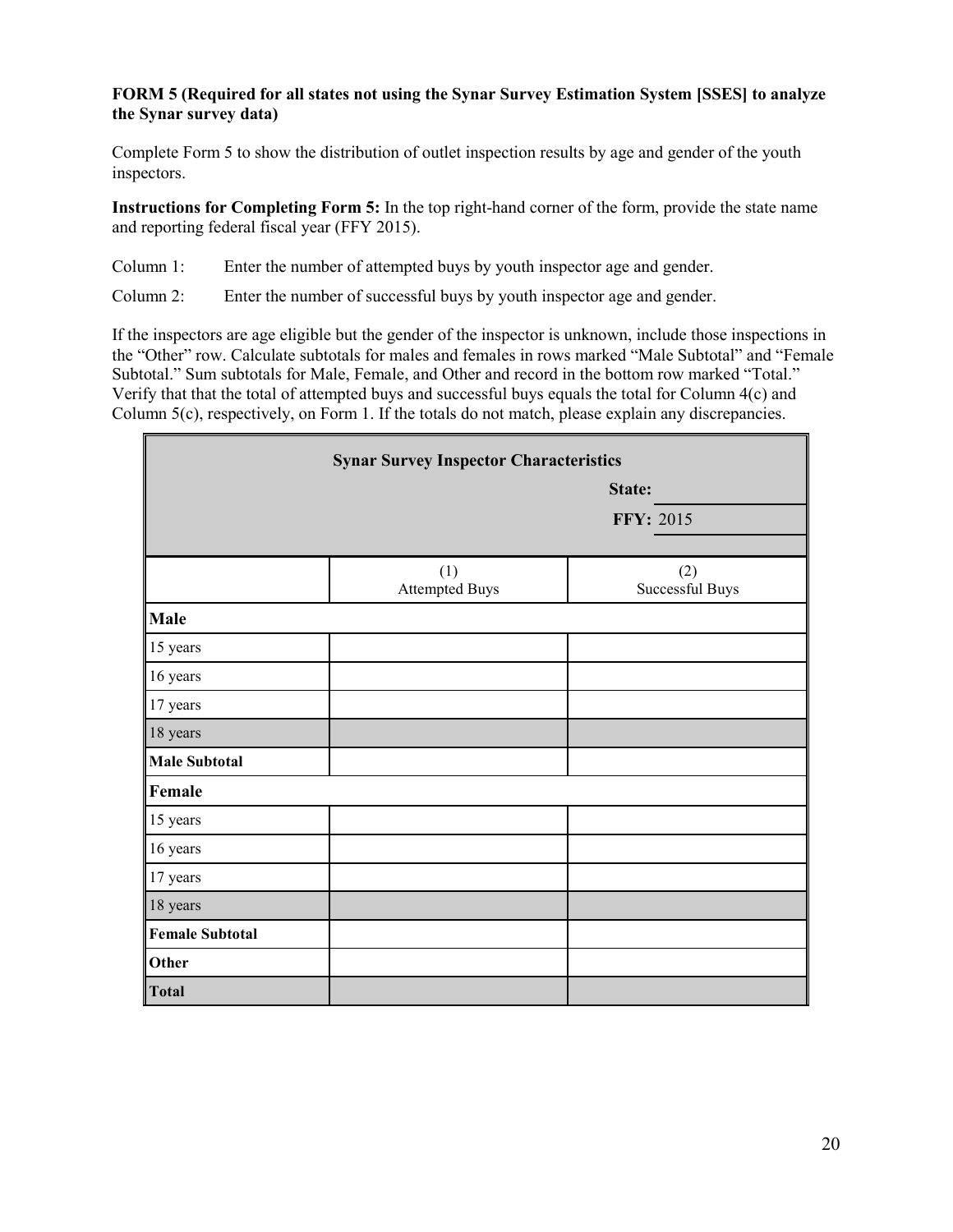**FORM 5 (Required for all states not using the Synar Survey Estimation System [SSES] to analyze the Synar survey data)**

Complete Form 5 to show the distribution of outlet inspection results by age and gender of the youth inspectors.

**Instructions for Completing Form 5:** In the top right-hand corner of the form, provide the state name and reporting federal fiscal year (FFY 2015).

Column 1: Enter the number of attempted buys by youth inspector age and gender.

Column 2: Enter the number of successful buys by youth inspector age and gender.

If the inspectors are age eligible but the gender of the inspector is unknown, include those inspections in the "Other" row. Calculate subtotals for males and females in rows marked "Male Subtotal" and "Female Subtotal." Sum subtotals for Male, Female, and Other and record in the bottom row marked "Total." Verify that that the total of attempted buys and successful buys equals the total for Column 4(c) and Column 5(c), respectively, on Form 1. If the totals do not match, please explain any discrepancies.

**Synar Survey Inspector Characteristics**

**State:**

**FFY:** 2015

| | (1) Attempted Buys | (2) Successful Buys |
|---|---|---|
| **Male** | | |
| 15 years | | |
| 16 years | | |
| 17 years | | |
| 18 years | | |
| **Male Subtotal** | | |
| **Female** | | |
| 15 years | | |
| 16 years | | |
| 17 years | | |
| 18 years | | |
| **Female Subtotal** | | |
| **Other** | | |
| **Total** | | |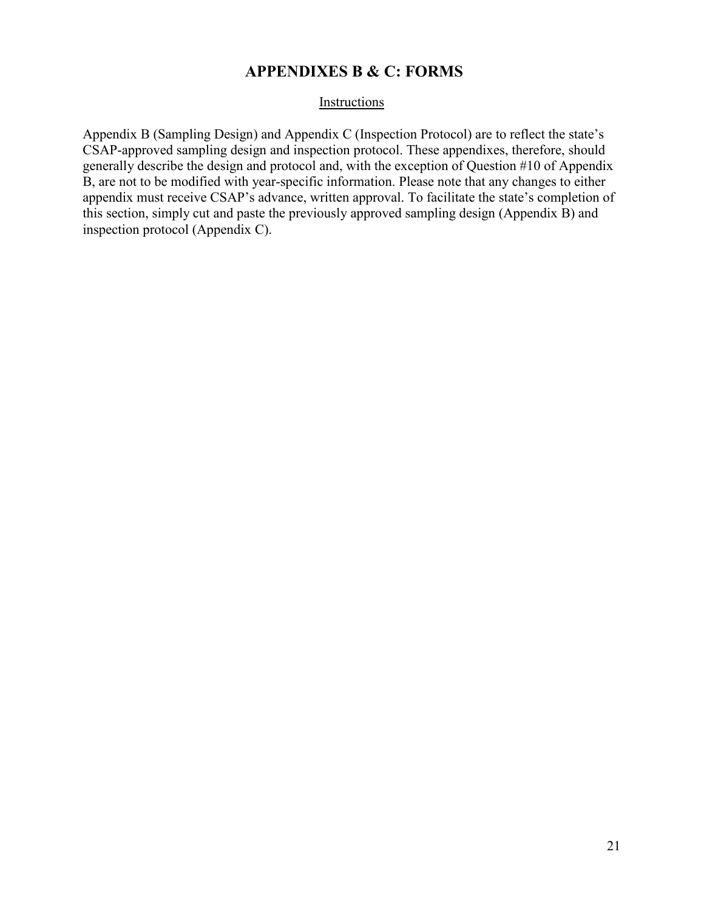# APPENDIXES B & C: FORMS

Instructions

Appendix B (Sampling Design) and Appendix C (Inspection Protocol) are to reflect the state's CSAP-approved sampling design and inspection protocol. These appendixes, therefore, should generally describe the design and protocol and, with the exception of Question #10 of Appendix B, are not to be modified with year-specific information. Please note that any changes to either appendix must receive CSAP's advance, written approval. To facilitate the state's completion of this section, simply cut and paste the previously approved sampling design (Appendix B) and inspection protocol (Appendix C).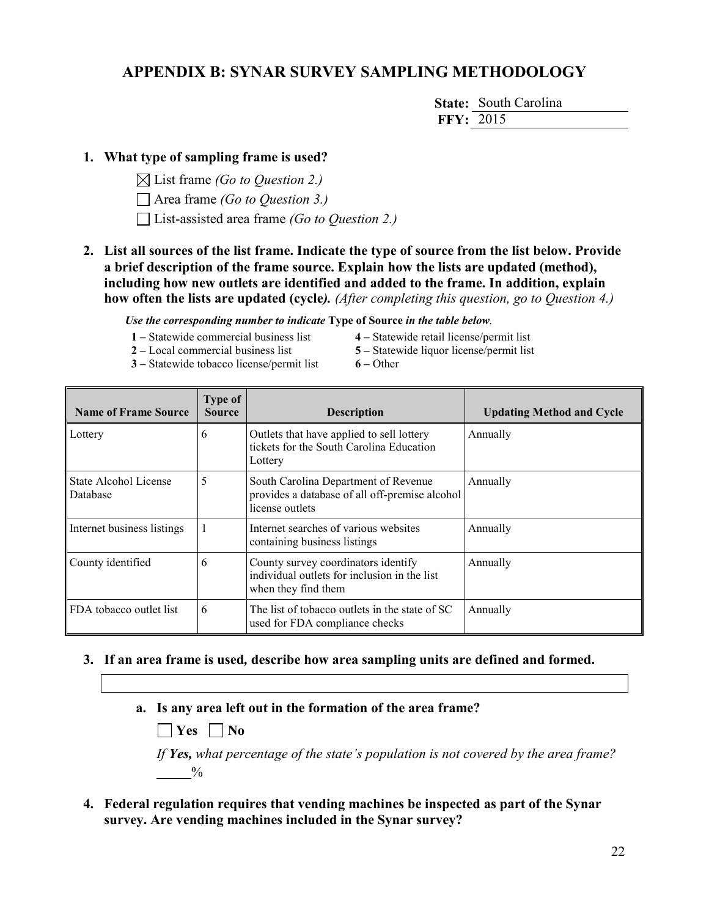# APPENDIX B: SYNAR SURVEY SAMPLING METHODOLOGY

**State:** South Carolina
**FFY:** 2015

1. **What type of sampling frame is used?**

   ☒ List frame *(Go to Question 2.)*

   ☐ Area frame *(Go to Question 3.)*

   ☐ List-assisted area frame *(Go to Question 2.)*

2. **List all sources of the list frame. Indicate the type of source from the list below. Provide a brief description of the frame source. Explain how the lists are updated (method), including how new outlets are identified and added to the frame. In addition, explain how often the lists are updated (cycle*).*** *(After completing this question, go to Question 4.)*

   ***Use the corresponding number to indicate*** **Type of Source** ***in the table below.***

   **1 –** Statewide commercial business list
   **2 –** Local commercial business list
   **3 –** Statewide tobacco license/permit list
   **4 –** Statewide retail license/permit list
   **5 –** Statewide liquor license/permit list
   **6 –** Other

| Name of Frame Source | Type of Source | Description | Updating Method and Cycle |
|---|---|---|---|
| Lottery | 6 | Outlets that have applied to sell lottery tickets for the South Carolina Education Lottery | Annually |
| State Alcohol License Database | 5 | South Carolina Department of Revenue provides a database of all off-premise alcohol license outlets | Annually |
| Internet business listings | 1 | Internet searches of various websites containing business listings | Annually |
| County identified | 6 | County survey coordinators identify individual outlets for inclusion in the list when they find them | Annually |
| FDA tobacco outlet list | 6 | The list of tobacco outlets in the state of SC used for FDA compliance checks | Annually |

3. **If an area frame is used, describe how area sampling units are defined and formed.**

   a. **Is any area left out in the formation of the area frame?**

      ☐ **Yes** ☐ **No**

      *If **Yes,** what percentage of the state's population is not covered by the area frame?* \_\_\_\_\_%

4. **Federal regulation requires that vending machines be inspected as part of the Synar survey. Are vending machines included in the Synar survey?**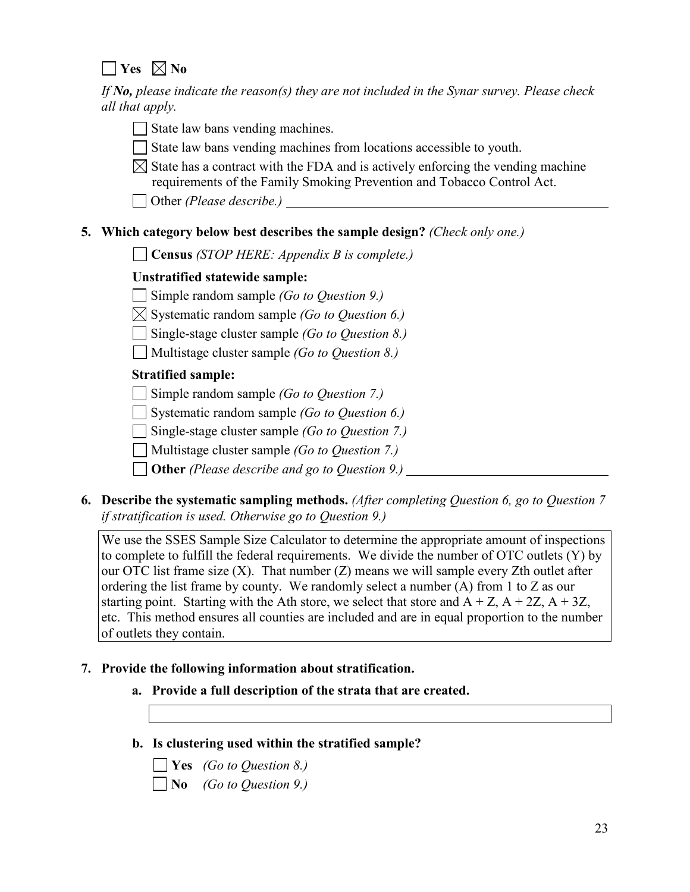☐ **Yes** ☒ **No**

*If **No**, please indicate the reason(s) they are not included in the Synar survey. Please check all that apply.*

☐ State law bans vending machines.

☐ State law bans vending machines from locations accessible to youth.

☒ State has a contract with the FDA and is actively enforcing the vending machine requirements of the Family Smoking Prevention and Tobacco Control Act.

☐ Other *(Please describe.)* ____________________

**5. Which category below best describes the sample design?** *(Check only one.)*

☐ **Census** *(STOP HERE: Appendix B is complete.)*

**Unstratified statewide sample:**

☐ Simple random sample *(Go to Question 9.)*

☒ Systematic random sample *(Go to Question 6.)*

☐ Single-stage cluster sample *(Go to Question 8.)*

☐ Multistage cluster sample *(Go to Question 8.)*

**Stratified sample:**

☐ Simple random sample *(Go to Question 7.)*

☐ Systematic random sample *(Go to Question 6.)*

☐ Single-stage cluster sample *(Go to Question 7.)*

☐ Multistage cluster sample *(Go to Question 7.)*

☐ **Other** *(Please describe and go to Question 9.)* ____________________

**6. Describe the systematic sampling methods.** *(After completing Question 6, go to Question 7 if stratification is used. Otherwise go to Question 9.)*

We use the SSES Sample Size Calculator to determine the appropriate amount of inspections to complete to fulfill the federal requirements. We divide the number of OTC outlets (Y) by our OTC list frame size (X). That number (Z) means we will sample every Zth outlet after ordering the list frame by county. We randomly select a number (A) from 1 to Z as our starting point. Starting with the Ath store, we select that store and A + Z, A + 2Z, A + 3Z, etc. This method ensures all counties are included and are in equal proportion to the number of outlets they contain.

**7. Provide the following information about stratification.**

**a. Provide a full description of the strata that are created.**

**b. Is clustering used within the stratified sample?**

☐ **Yes** *(Go to Question 8.)*

☐ **No** *(Go to Question 9.)*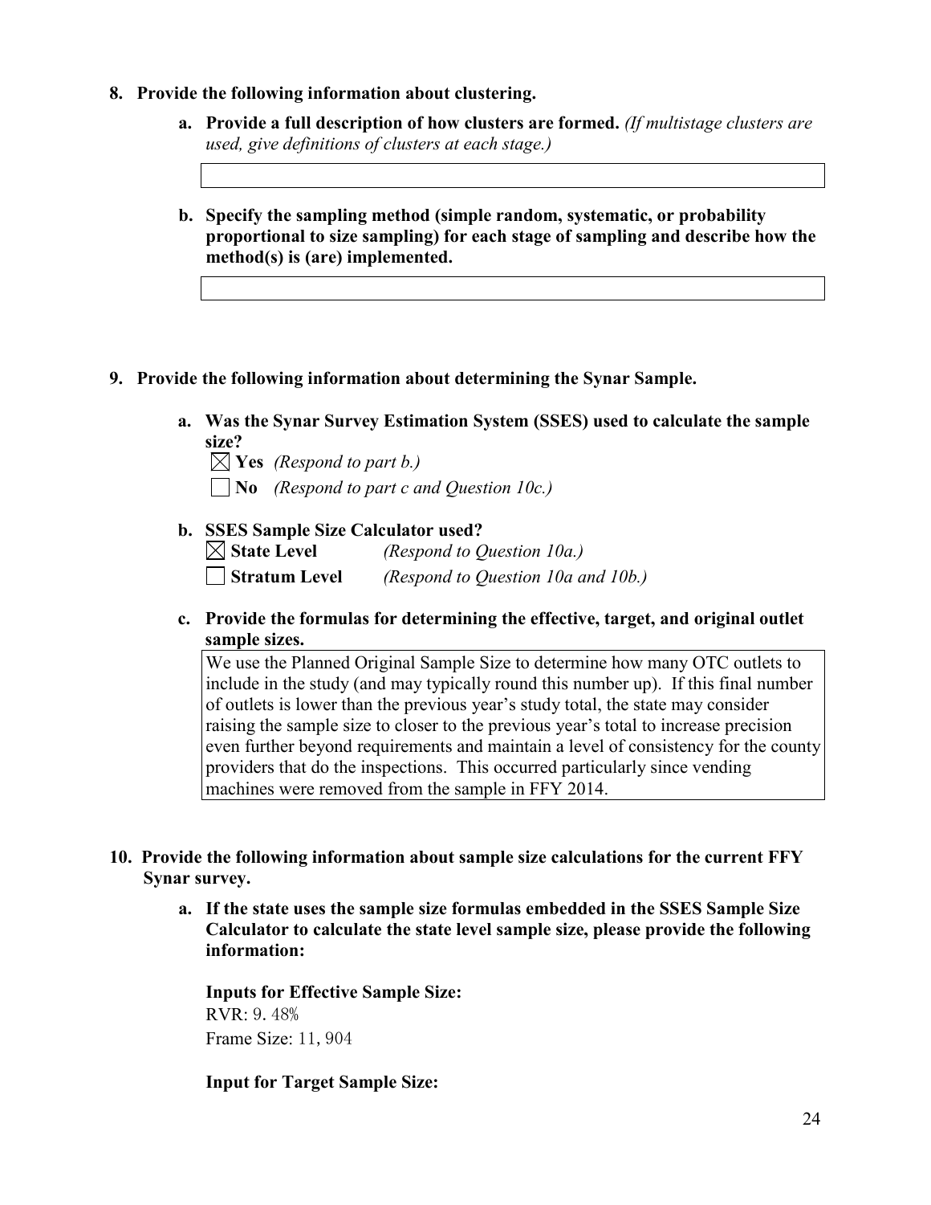8. **Provide the following information about clustering.**

   a. **Provide a full description of how clusters are formed.** *(If multistage clusters are used, give definitions of clusters at each stage.)*

   b. **Specify the sampling method (simple random, systematic, or probability proportional to size sampling) for each stage of sampling and describe how the method(s) is (are) implemented.**

9. **Provide the following information about determining the Synar Sample.**

   a. **Was the Synar Survey Estimation System (SSES) used to calculate the sample size?**

   ☒ **Yes** *(Respond to part b.)*

   ☐ **No** *(Respond to part c and Question 10c.)*

   b. **SSES Sample Size Calculator used?**

   ☒ **State Level** *(Respond to Question 10a.)*

   ☐ **Stratum Level** *(Respond to Question 10a and 10b.)*

   c. **Provide the formulas for determining the effective, target, and original outlet sample sizes.**

   We use the Planned Original Sample Size to determine how many OTC outlets to include in the study (and may typically round this number up). If this final number of outlets is lower than the previous year's study total, the state may consider raising the sample size to closer to the previous year's total to increase precision even further beyond requirements and maintain a level of consistency for the county providers that do the inspections. This occurred particularly since vending machines were removed from the sample in FFY 2014.

10. **Provide the following information about sample size calculations for the current FFY Synar survey.**

    a. **If the state uses the sample size formulas embedded in the SSES Sample Size Calculator to calculate the state level sample size, please provide the following information:**

    **Inputs for Effective Sample Size:**

    RVR: 9.48%

    Frame Size: 11,904

    **Input for Target Sample Size:**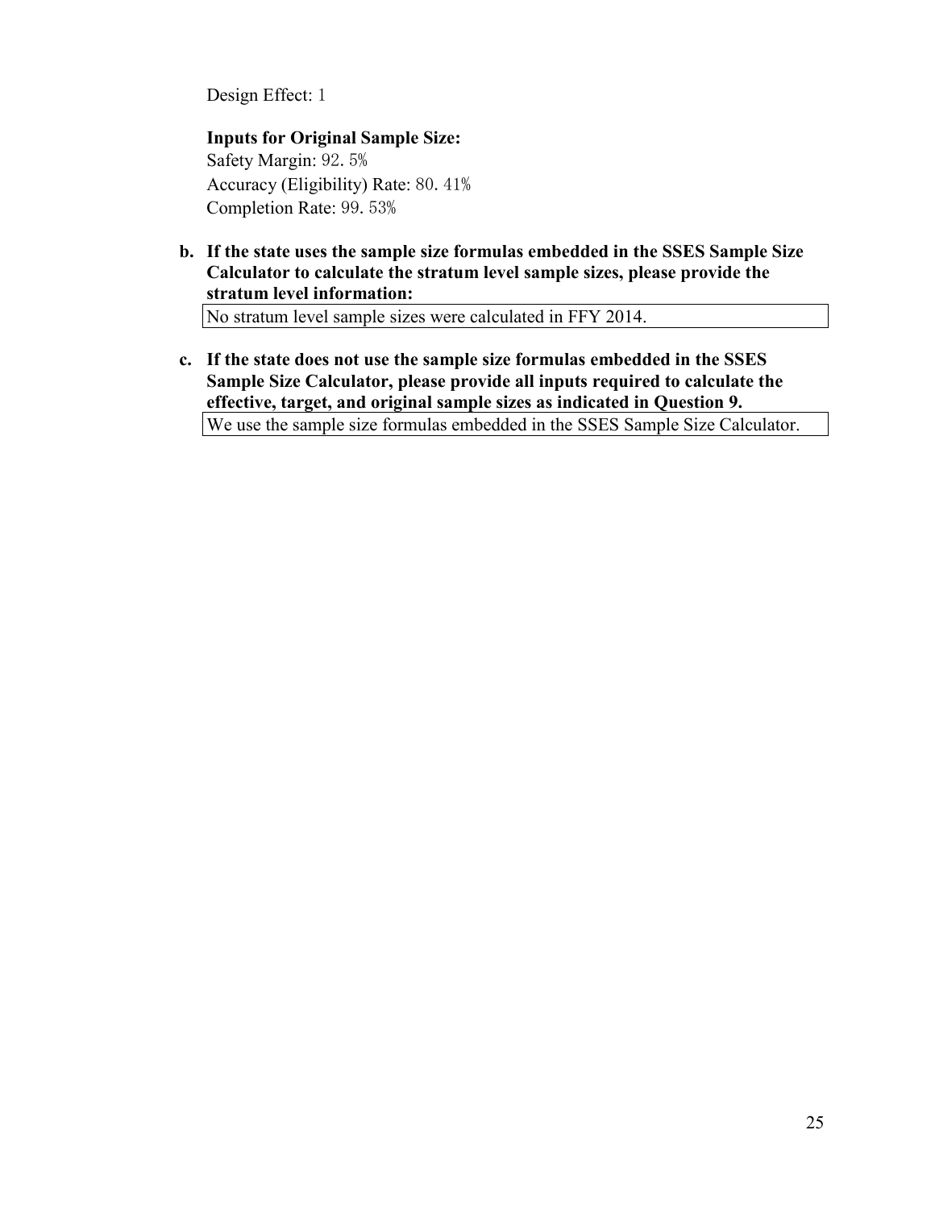Design Effect: 1

**Inputs for Original Sample Size:**
Safety Margin: 92. 5%
Accuracy (Eligibility) Rate: 80. 41%
Completion Rate: 99. 53%

**b. If the state uses the sample size formulas embedded in the SSES Sample Size Calculator to calculate the stratum level sample sizes, please provide the stratum level information:**

No stratum level sample sizes were calculated in FFY 2014.

**c. If the state does not use the sample size formulas embedded in the SSES Sample Size Calculator, please provide all inputs required to calculate the effective, target, and original sample sizes as indicated in Question 9.**

We use the sample size formulas embedded in the SSES Sample Size Calculator.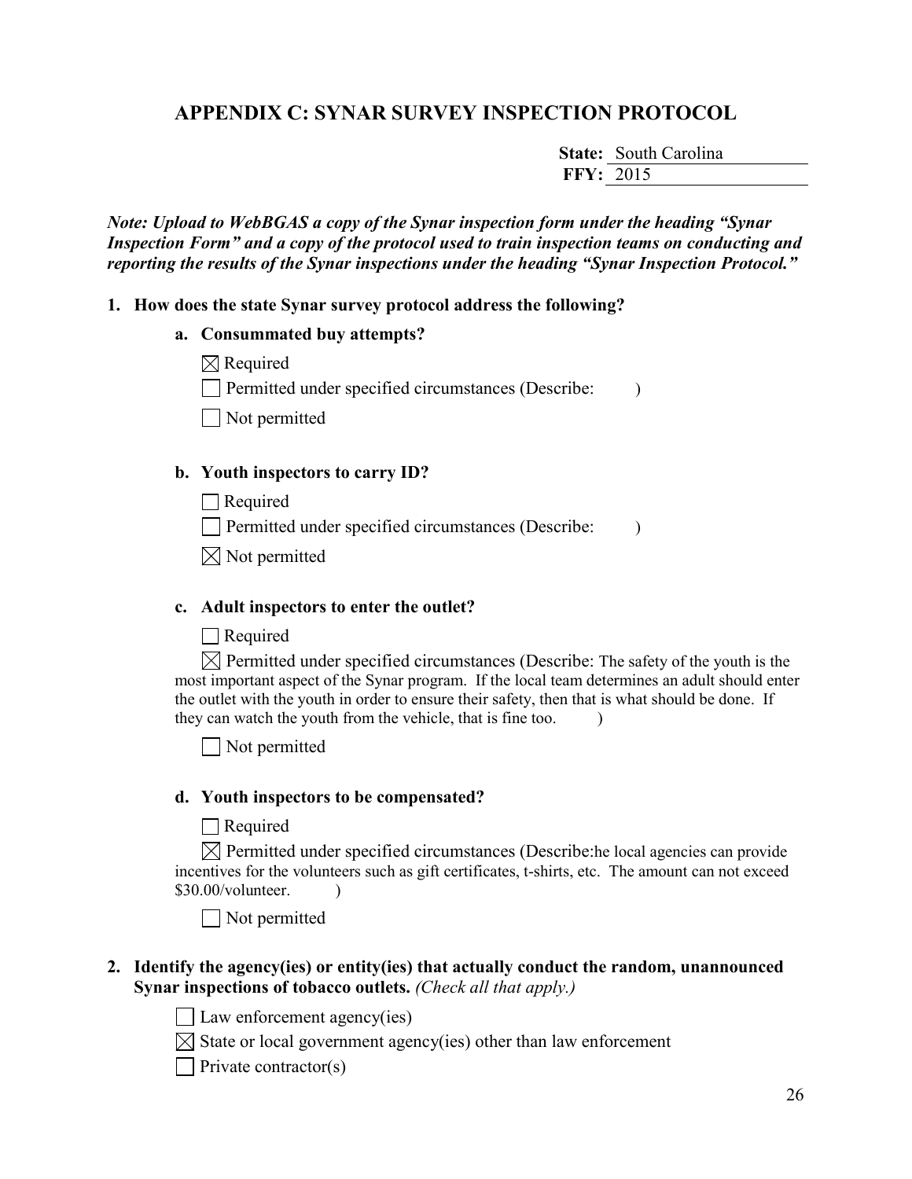## APPENDIX C: SYNAR SURVEY INSPECTION PROTOCOL

**State:** South Carolina
**FFY:** 2015

***Note: Upload to WebBGAS a copy of the Synar inspection form under the heading "Synar Inspection Form" and a copy of the protocol used to train inspection teams on conducting and reporting the results of the Synar inspections under the heading "Synar Inspection Protocol."***

**1. How does the state Synar survey protocol address the following?**

**a. Consummated buy attempts?**

☒ Required

☐ Permitted under specified circumstances (Describe: )

☐ Not permitted

**b. Youth inspectors to carry ID?**

☐ Required

☐ Permitted under specified circumstances (Describe: )

☒ Not permitted

**c. Adult inspectors to enter the outlet?**

☐ Required

☒ Permitted under specified circumstances (Describe: The safety of the youth is the most important aspect of the Synar program. If the local team determines an adult should enter the outlet with the youth in order to ensure their safety, then that is what should be done. If they can watch the youth from the vehicle, that is fine too. )

☐ Not permitted

**d. Youth inspectors to be compensated?**

☐ Required

☒ Permitted under specified circumstances (Describe:he local agencies can provide incentives for the volunteers such as gift certificates, t-shirts, etc. The amount can not exceed $30.00/volunteer. )

☐ Not permitted

**2. Identify the agency(ies) or entity(ies) that actually conduct the random, unannounced Synar inspections of tobacco outlets.** *(Check all that apply.)*

☐ Law enforcement agency(ies)

☒ State or local government agency(ies) other than law enforcement

☐ Private contractor(s)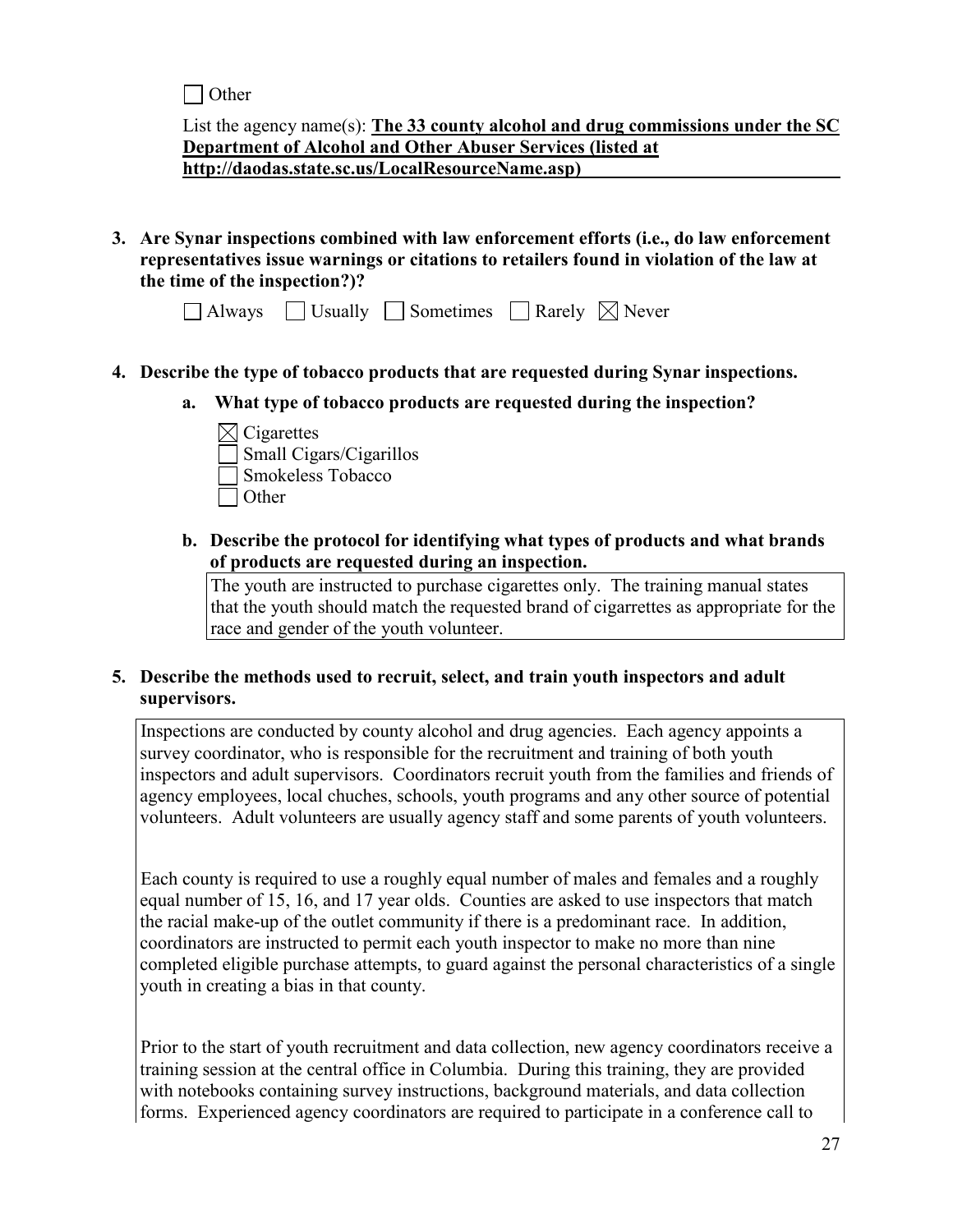☐ Other

List the agency name(s): **The 33 county alcohol and drug commissions under the SC Department of Alcohol and Other Abuser Services (listed at http://daodas.state.sc.us/LocalResourceName.asp)**

**3. Are Synar inspections combined with law enforcement efforts (i.e., do law enforcement representatives issue warnings or citations to retailers found in violation of the law at the time of the inspection?)?**

☐ Always ☐ Usually ☐ Sometimes ☐ Rarely ☒ Never

**4. Describe the type of tobacco products that are requested during Synar inspections.**

**a. What type of tobacco products are requested during the inspection?**

☒ Cigarettes
☐ Small Cigars/Cigarillos
☐ Smokeless Tobacco
☐ Other

**b. Describe the protocol for identifying what types of products and what brands of products are requested during an inspection.**

The youth are instructed to purchase cigarettes only. The training manual states that the youth should match the requested brand of cigarrettes as appropriate for the race and gender of the youth volunteer.

**5. Describe the methods used to recruit, select, and train youth inspectors and adult supervisors.**

Inspections are conducted by county alcohol and drug agencies. Each agency appoints a survey coordinator, who is responsible for the recruitment and training of both youth inspectors and adult supervisors. Coordinators recruit youth from the families and friends of agency employees, local chuches, schools, youth programs and any other source of potential volunteers. Adult volunteers are usually agency staff and some parents of youth volunteers.

Each county is required to use a roughly equal number of males and females and a roughly equal number of 15, 16, and 17 year olds. Counties are asked to use inspectors that match the racial make-up of the outlet community if there is a predominant race. In addition, coordinators are instructed to permit each youth inspector to make no more than nine completed eligible purchase attempts, to guard against the personal characteristics of a single youth in creating a bias in that county.

Prior to the start of youth recruitment and data collection, new agency coordinators receive a training session at the central office in Columbia. During this training, they are provided with notebooks containing survey instructions, background materials, and data collection forms. Experienced agency coordinators are required to participate in a conference call to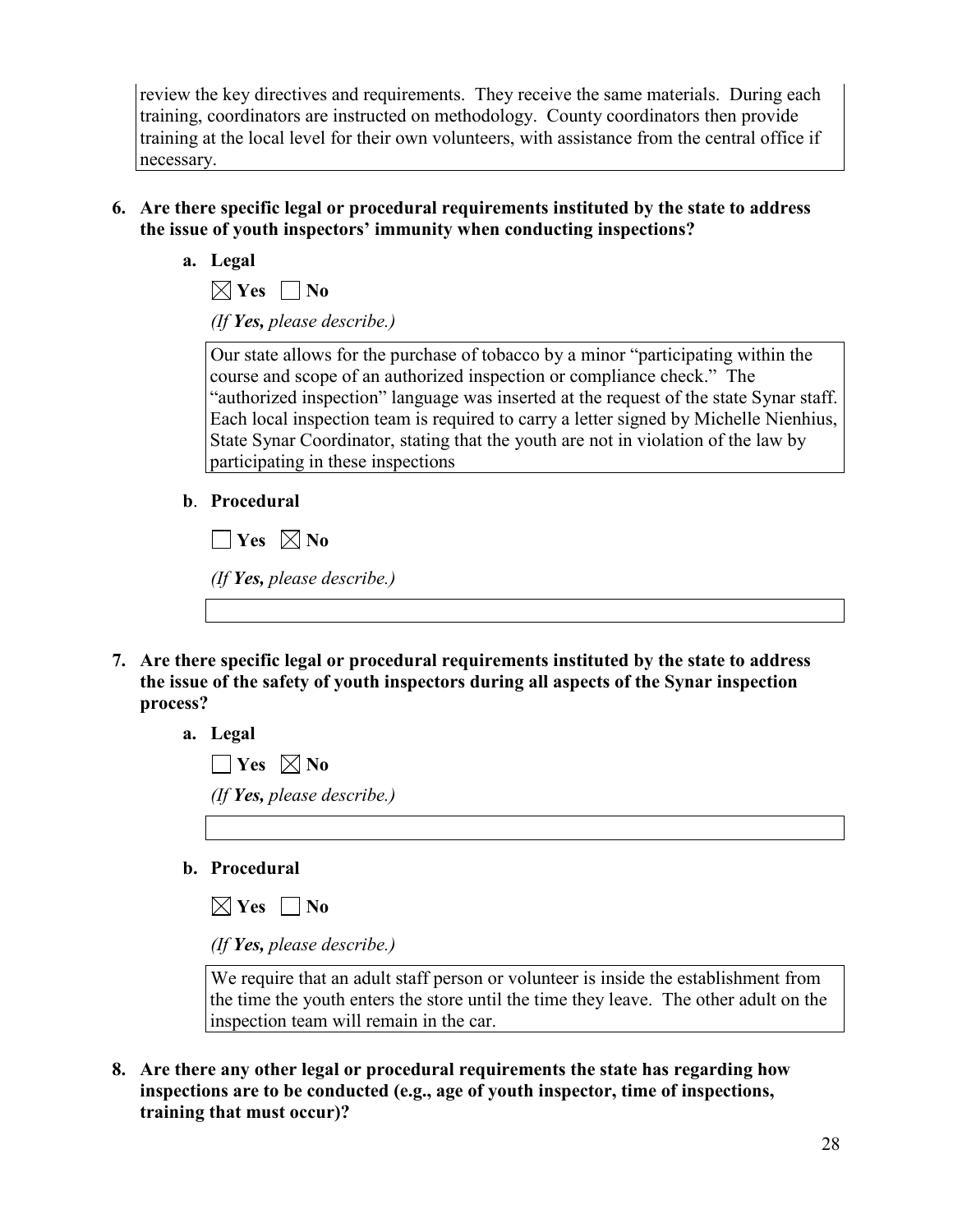review the key directives and requirements. They receive the same materials. During each training, coordinators are instructed on methodology. County coordinators then provide training at the local level for their own volunteers, with assistance from the central office if necessary.

**6. Are there specific legal or procedural requirements instituted by the state to address the issue of youth inspectors' immunity when conducting inspections?**

**a. Legal**

☒ **Yes** ☐ **No**

*(If **Yes,** please describe.)*

Our state allows for the purchase of tobacco by a minor "participating within the course and scope of an authorized inspection or compliance check." The "authorized inspection" language was inserted at the request of the state Synar staff. Each local inspection team is required to carry a letter signed by Michelle Nienhius, State Synar Coordinator, stating that the youth are not in violation of the law by participating in these inspections

**b. Procedural**

☐ **Yes** ☒ **No**

*(If **Yes,** please describe.)*

**7. Are there specific legal or procedural requirements instituted by the state to address the issue of the safety of youth inspectors during all aspects of the Synar inspection process?**

**a. Legal**

☐ **Yes** ☒ **No**

*(If **Yes,** please describe.)*

**b. Procedural**

☒ **Yes** ☐ **No**

*(If **Yes,** please describe.)*

We require that an adult staff person or volunteer is inside the establishment from the time the youth enters the store until the time they leave. The other adult on the inspection team will remain in the car.

**8. Are there any other legal or procedural requirements the state has regarding how inspections are to be conducted (e.g., age of youth inspector, time of inspections, training that must occur)?**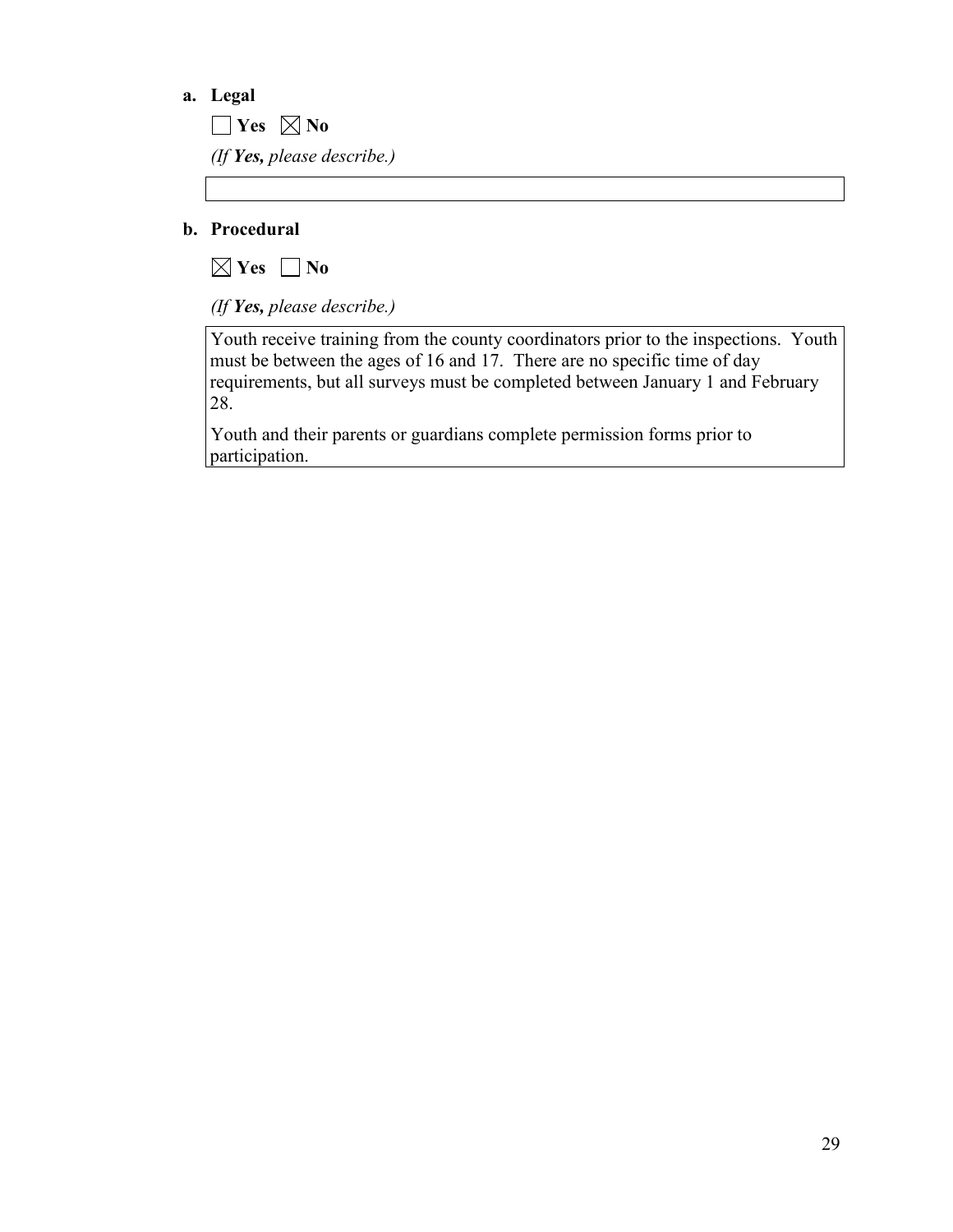**a. Legal**

☐ **Yes** ☒ **No**

*(If **Yes,** please describe.)*

**b. Procedural**

☒ **Yes** ☐ **No**

*(If **Yes,** please describe.)*

Youth receive training from the county coordinators prior to the inspections. Youth must be between the ages of 16 and 17. There are no specific time of day requirements, but all surveys must be completed between January 1 and February 28.

Youth and their parents or guardians complete permission forms prior to participation.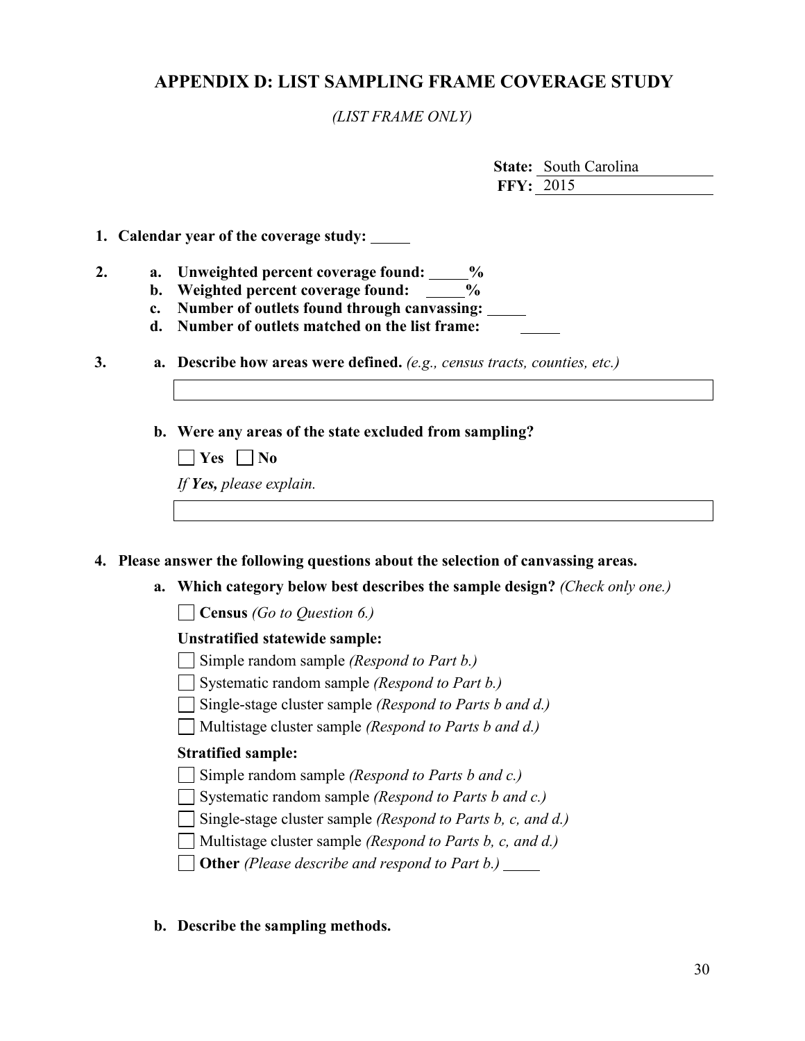# APPENDIX D: LIST SAMPLING FRAME COVERAGE STUDY

*(LIST FRAME ONLY)*

**State:** South Carolina
**FFY:** 2015

1. **Calendar year of the coverage study:** _____

2. a. **Unweighted percent coverage found:** _____%
   b. **Weighted percent coverage found:** _____%
   c. **Number of outlets found through canvassing:** _____
   d. **Number of outlets matched on the list frame:** _____

3. a. **Describe how areas were defined.** *(e.g., census tracts, counties, etc.)*

   b. **Were any areas of the state excluded from sampling?**

   ☐ **Yes** ☐ **No**

   *If **Yes,** please explain.*

4. **Please answer the following questions about the selection of canvassing areas.**

   a. **Which category below best describes the sample design?** *(Check only one.)*

   ☐ **Census** *(Go to Question 6.)*

   **Unstratified statewide sample:**

   ☐ Simple random sample *(Respond to Part b.)*
   ☐ Systematic random sample *(Respond to Part b.)*
   ☐ Single-stage cluster sample *(Respond to Parts b and d.)*
   ☐ Multistage cluster sample *(Respond to Parts b and d.)*

   **Stratified sample:**

   ☐ Simple random sample *(Respond to Parts b and c.)*
   ☐ Systematic random sample *(Respond to Parts b and c.)*
   ☐ Single-stage cluster sample *(Respond to Parts b, c, and d.)*
   ☐ Multistage cluster sample *(Respond to Parts b, c, and d.)*
   ☐ **Other** *(Please describe and respond to Part b.)* _____

   b. **Describe the sampling methods.**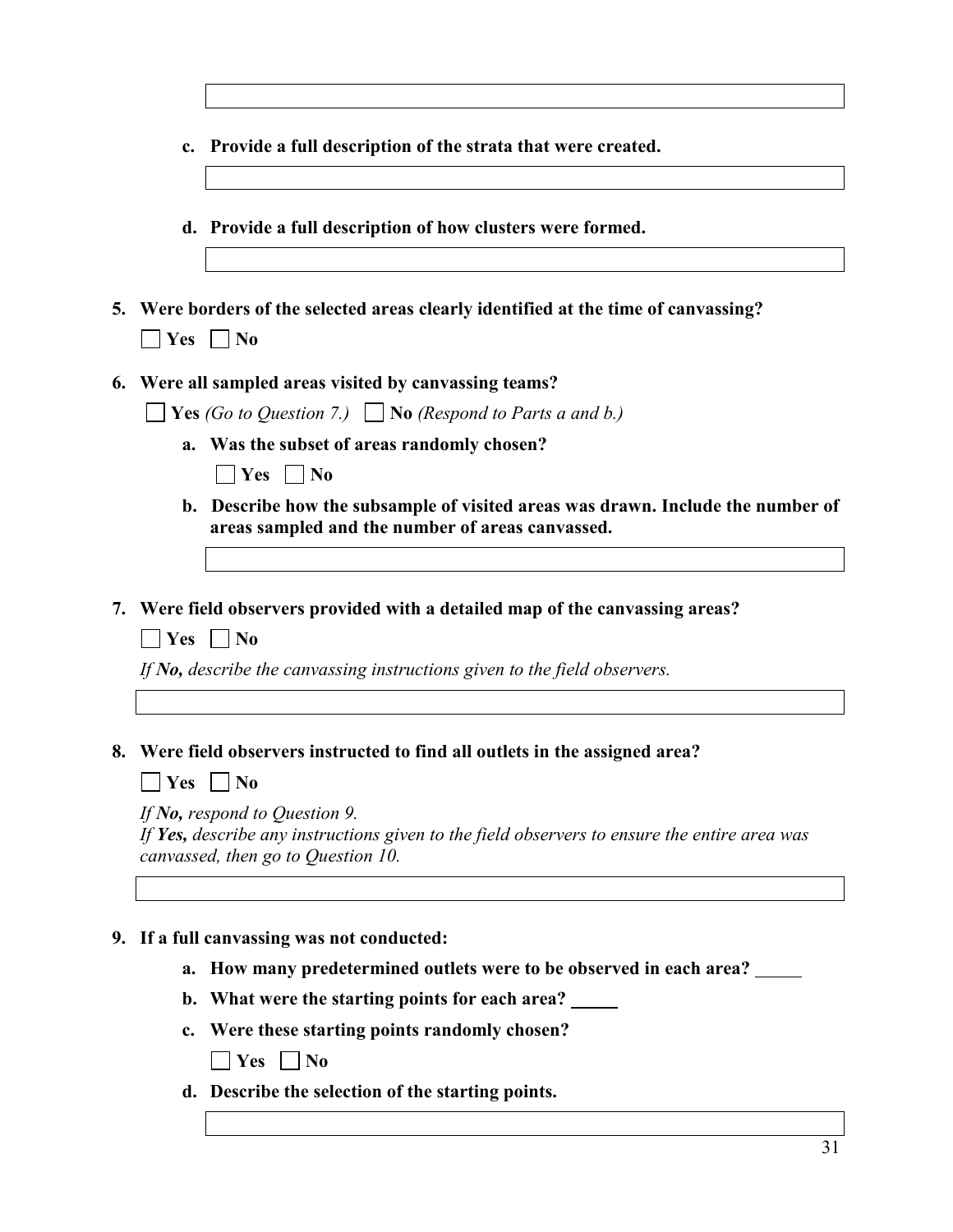c. **Provide a full description of the strata that were created.**

d. **Provide a full description of how clusters were formed.**

5. **Were borders of the selected areas clearly identified at the time of canvassing?**

   ☐ **Yes** ☐ **No**

6. **Were all sampled areas visited by canvassing teams?**

   ☐ **Yes** *(Go to Question 7.)* ☐ **No** *(Respond to Parts a and b.)*

   a. **Was the subset of areas randomly chosen?**

   ☐ **Yes** ☐ **No**

   b. **Describe how the subsample of visited areas was drawn. Include the number of areas sampled and the number of areas canvassed.**

7. **Were field observers provided with a detailed map of the canvassing areas?**

   ☐ **Yes** ☐ **No**

   *If* ***No,*** *describe the canvassing instructions given to the field observers.*

8. **Were field observers instructed to find all outlets in the assigned area?**

   ☐ **Yes** ☐ **No**

   *If* ***No,*** *respond to Question 9.*
   *If* ***Yes,*** *describe any instructions given to the field observers to ensure the entire area was canvassed, then go to Question 10.*

9. **If a full canvassing was not conducted:**

   a. **How many predetermined outlets were to be observed in each area?** _____

   b. **What were the starting points for each area?** _____

   c. **Were these starting points randomly chosen?**

   ☐ **Yes** ☐ **No**

   d. **Describe the selection of the starting points.**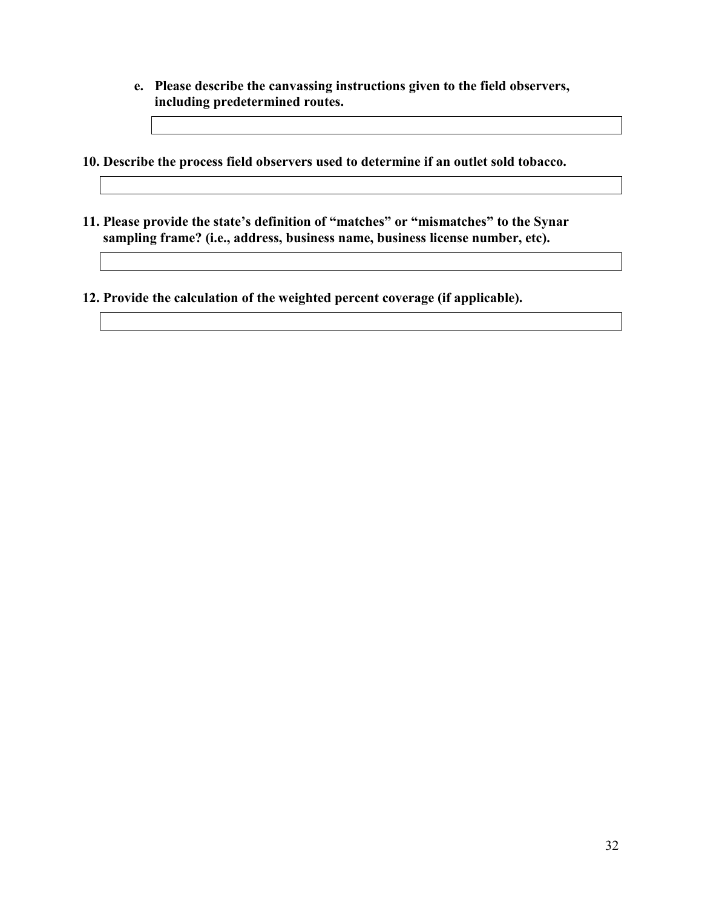**e. Please describe the canvassing instructions given to the field observers, including predetermined routes.**

| |
|---|
| |

**10. Describe the process field observers used to determine if an outlet sold tobacco.**

| |
|---|
| |

**11. Please provide the state's definition of "matches" or "mismatches" to the Synar sampling frame? (i.e., address, business name, business license number, etc).**

| |
|---|
| |

**12. Provide the calculation of the weighted percent coverage (if applicable).**

| |
|---|
| |